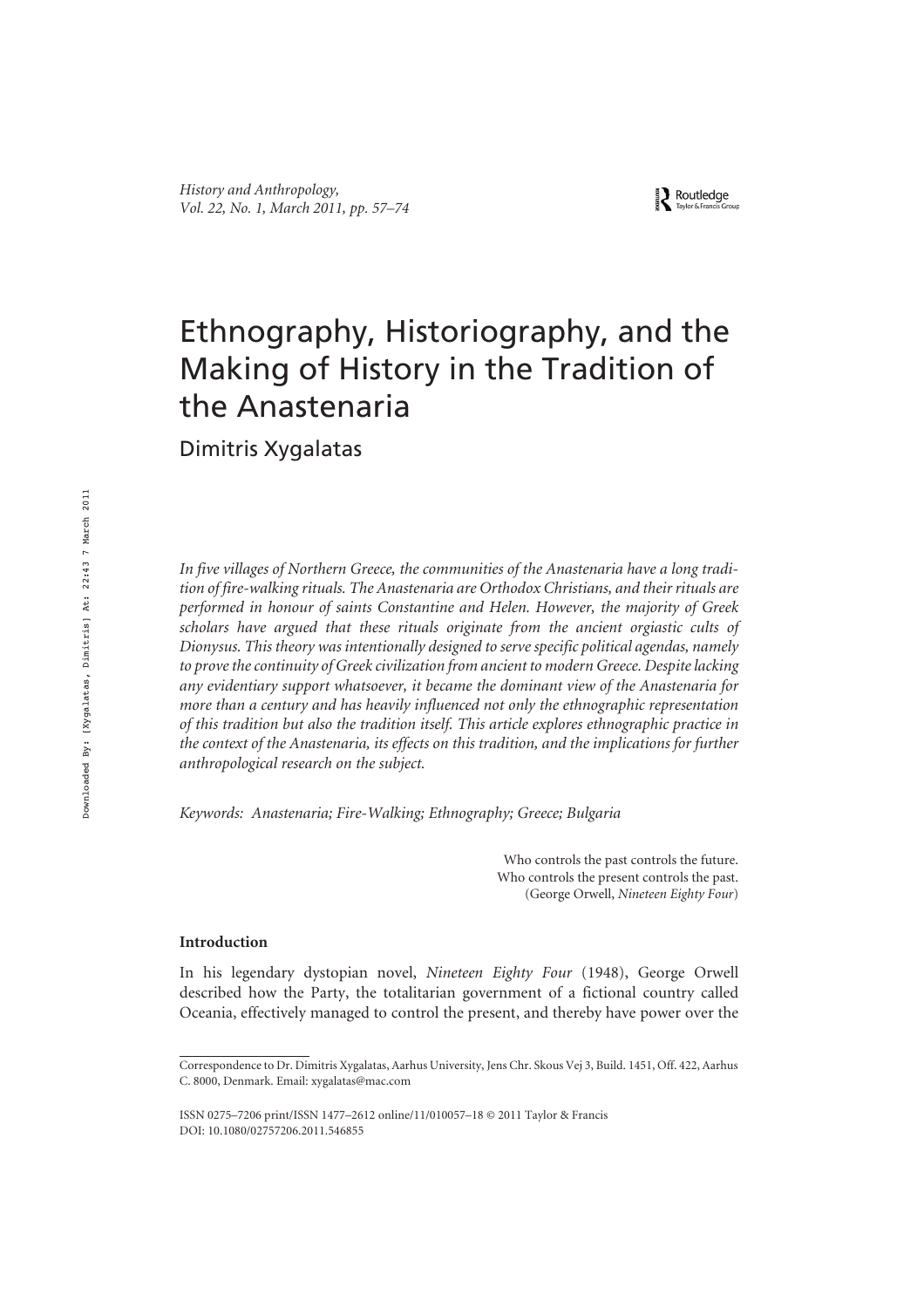# Ethnography, Historiography, and the Making of History in the Tradition of the Anastenaria

Dimitris Xygalatas

*In five villages of Northern Greece, the communities of the Anastenaria have a long tradition of fire-walking rituals. The Anastenaria are Orthodox Christians, and their rituals are performed in honour of saints Constantine and Helen. However, the majority of Greek scholars have argued that these rituals originate from the ancient orgiastic cults of Dionysus. This theory was intentionally designed to serve specific political agendas, namely to prove the continuity of Greek civilization from ancient to modern Greece. Despite lacking any evidentiary support whatsoever, it became the dominant view of the Anastenaria for more than a century and has heavily influenced not only the ethnographic representation of this tradition but also the tradition itself. This article explores ethnographic practice in the context of the Anastenaria, its effects on this tradition, and the implications for further anthropological research on the subject.*

*Keywords: Anastenaria; Fire-Walking; Ethnography; Greece; Bulgaria*

> Who controls the past controls the future.
> Who controls the present controls the past.
> (George Orwell, *Nineteen Eighty Four*)

**Introduction**

In his legendary dystopian novel, *Nineteen Eighty Four* (1948), George Orwell described how the Party, the totalitarian government of a fictional country called Oceania, effectively managed to control the present, and thereby have power over the

---

Correspondence to Dr. Dimitris Xygalatas, Aarhus University, Jens Chr. Skous Vej 3, Build. 1451, Off. 422, Aarhus C. 8000, Denmark. Email: xygalatas@mac.com

ISSN 0275–7206 print/ISSN 1477–2612 online/11/010057–18 © 2011 Taylor & Francis
DOI: 10.1080/02757206.2011.546855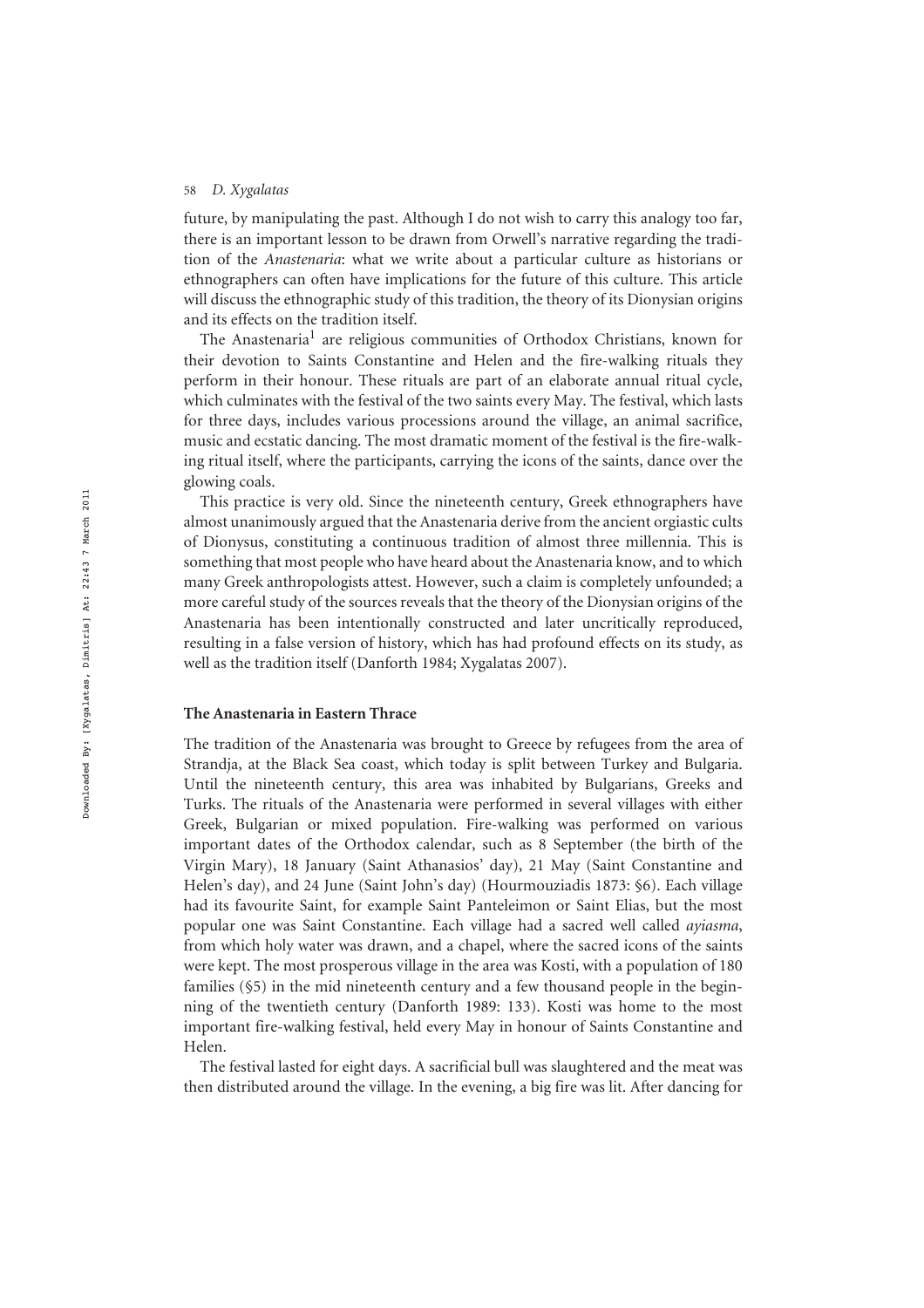future, by manipulating the past. Although I do not wish to carry this analogy too far, there is an important lesson to be drawn from Orwell's narrative regarding the tradition of the *Anastenaria*: what we write about a particular culture as historians or ethnographers can often have implications for the future of this culture. This article will discuss the ethnographic study of this tradition, the theory of its Dionysian origins and its effects on the tradition itself.

The Anastenaria[1] are religious communities of Orthodox Christians, known for their devotion to Saints Constantine and Helen and the fire-walking rituals they perform in their honour. These rituals are part of an elaborate annual ritual cycle, which culminates with the festival of the two saints every May. The festival, which lasts for three days, includes various processions around the village, an animal sacrifice, music and ecstatic dancing. The most dramatic moment of the festival is the fire-walking ritual itself, where the participants, carrying the icons of the saints, dance over the glowing coals.

This practice is very old. Since the nineteenth century, Greek ethnographers have almost unanimously argued that the Anastenaria derive from the ancient orgiastic cults of Dionysus, constituting a continuous tradition of almost three millennia. This is something that most people who have heard about the Anastenaria know, and to which many Greek anthropologists attest. However, such a claim is completely unfounded; a more careful study of the sources reveals that the theory of the Dionysian origins of the Anastenaria has been intentionally constructed and later uncritically reproduced, resulting in a false version of history, which has had profound effects on its study, as well as the tradition itself (Danforth 1984; Xygalatas 2007).

## The Anastenaria in Eastern Thrace

The tradition of the Anastenaria was brought to Greece by refugees from the area of Strandja, at the Black Sea coast, which today is split between Turkey and Bulgaria. Until the nineteenth century, this area was inhabited by Bulgarians, Greeks and Turks. The rituals of the Anastenaria were performed in several villages with either Greek, Bulgarian or mixed population. Fire-walking was performed on various important dates of the Orthodox calendar, such as 8 September (the birth of the Virgin Mary), 18 January (Saint Athanasios' day), 21 May (Saint Constantine and Helen's day), and 24 June (Saint John's day) (Hourmouziadis 1873: §6). Each village had its favourite Saint, for example Saint Panteleimon or Saint Elias, but the most popular one was Saint Constantine. Each village had a sacred well called *ayiasma*, from which holy water was drawn, and a chapel, where the sacred icons of the saints were kept. The most prosperous village in the area was Kosti, with a population of 180 families (§5) in the mid nineteenth century and a few thousand people in the beginning of the twentieth century (Danforth 1989: 133). Kosti was home to the most important fire-walking festival, held every May in honour of Saints Constantine and Helen.

The festival lasted for eight days. A sacrificial bull was slaughtered and the meat was then distributed around the village. In the evening, a big fire was lit. After dancing for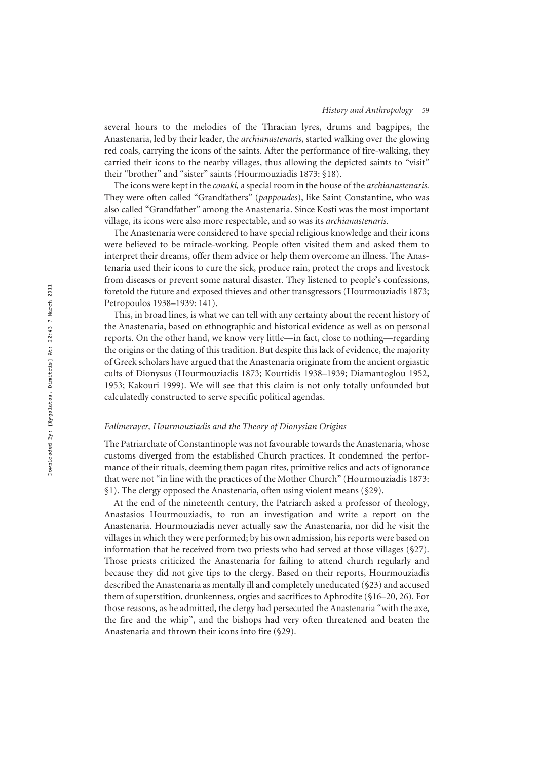several hours to the melodies of the Thracian lyres, drums and bagpipes, the Anastenaria, led by their leader, the *archianastenaris*, started walking over the glowing red coals, carrying the icons of the saints. After the performance of fire-walking, they carried their icons to the nearby villages, thus allowing the depicted saints to "visit" their "brother" and "sister" saints (Hourmouziadis 1873: §18).

The icons were kept in the *conaki,* a special room in the house of the *archianastenaris*. They were often called "Grandfathers" (*pappoudes*), like Saint Constantine, who was also called "Grandfather" among the Anastenaria. Since Kosti was the most important village, its icons were also more respectable, and so was its *archianastenaris*.

The Anastenaria were considered to have special religious knowledge and their icons were believed to be miracle-working. People often visited them and asked them to interpret their dreams, offer them advice or help them overcome an illness. The Anastenaria used their icons to cure the sick, produce rain, protect the crops and livestock from diseases or prevent some natural disaster. They listened to people's confessions, foretold the future and exposed thieves and other transgressors (Hourmouziadis 1873; Petropoulos 1938–1939: 141).

This, in broad lines, is what we can tell with any certainty about the recent history of the Anastenaria, based on ethnographic and historical evidence as well as on personal reports. On the other hand, we know very little—in fact, close to nothing—regarding the origins or the dating of this tradition. But despite this lack of evidence, the majority of Greek scholars have argued that the Anastenaria originate from the ancient orgiastic cults of Dionysus (Hourmouziadis 1873; Kourtidis 1938–1939; Diamantoglou 1952, 1953; Kakouri 1999). We will see that this claim is not only totally unfounded but calculatedly constructed to serve specific political agendas.

### *Fallmerayer, Hourmouziadis and the Theory of Dionysian Origins*

The Patriarchate of Constantinople was not favourable towards the Anastenaria, whose customs diverged from the established Church practices. It condemned the performance of their rituals, deeming them pagan rites, primitive relics and acts of ignorance that were not "in line with the practices of the Mother Church" (Hourmouziadis 1873: §1). The clergy opposed the Anastenaria, often using violent means (§29).

At the end of the nineteenth century, the Patriarch asked a professor of theology, Anastasios Hourmouziadis, to run an investigation and write a report on the Anastenaria. Hourmouziadis never actually saw the Anastenaria, nor did he visit the villages in which they were performed; by his own admission, his reports were based on information that he received from two priests who had served at those villages (§27). Those priests criticized the Anastenaria for failing to attend church regularly and because they did not give tips to the clergy. Based on their reports, Hourmouziadis described the Anastenaria as mentally ill and completely uneducated (§23) and accused them of superstition, drunkenness, orgies and sacrifices to Aphrodite (§16–20, 26). For those reasons, as he admitted, the clergy had persecuted the Anastenaria "with the axe, the fire and the whip", and the bishops had very often threatened and beaten the Anastenaria and thrown their icons into fire (§29).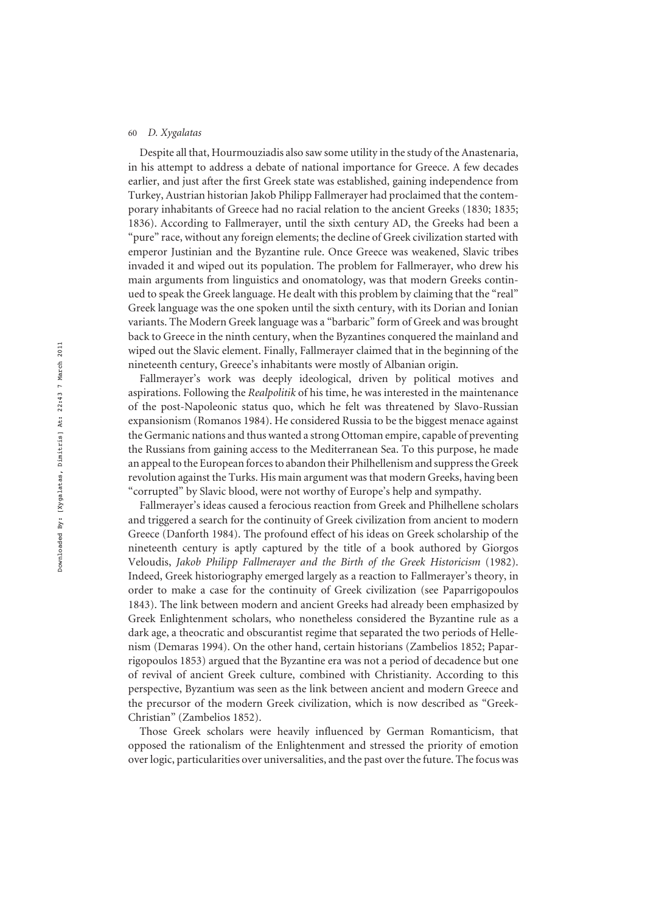Despite all that, Hourmouziadis also saw some utility in the study of the Anastenaria, in his attempt to address a debate of national importance for Greece. A few decades earlier, and just after the first Greek state was established, gaining independence from Turkey, Austrian historian Jakob Philipp Fallmerayer had proclaimed that the contemporary inhabitants of Greece had no racial relation to the ancient Greeks (1830; 1835; 1836). According to Fallmerayer, until the sixth century AD, the Greeks had been a "pure" race, without any foreign elements; the decline of Greek civilization started with emperor Justinian and the Byzantine rule. Once Greece was weakened, Slavic tribes invaded it and wiped out its population. The problem for Fallmerayer, who drew his main arguments from linguistics and onomatology, was that modern Greeks continued to speak the Greek language. He dealt with this problem by claiming that the "real" Greek language was the one spoken until the sixth century, with its Dorian and Ionian variants. The Modern Greek language was a "barbaric" form of Greek and was brought back to Greece in the ninth century, when the Byzantines conquered the mainland and wiped out the Slavic element. Finally, Fallmerayer claimed that in the beginning of the nineteenth century, Greece's inhabitants were mostly of Albanian origin.

Fallmerayer's work was deeply ideological, driven by political motives and aspirations. Following the *Realpolitik* of his time, he was interested in the maintenance of the post-Napoleonic status quo, which he felt was threatened by Slavo-Russian expansionism (Romanos 1984). He considered Russia to be the biggest menace against the Germanic nations and thus wanted a strong Ottoman empire, capable of preventing the Russians from gaining access to the Mediterranean Sea. To this purpose, he made an appeal to the European forces to abandon their Philhellenism and suppress the Greek revolution against the Turks. His main argument was that modern Greeks, having been "corrupted" by Slavic blood, were not worthy of Europe's help and sympathy.

Fallmerayer's ideas caused a ferocious reaction from Greek and Philhellene scholars and triggered a search for the continuity of Greek civilization from ancient to modern Greece (Danforth 1984). The profound effect of his ideas on Greek scholarship of the nineteenth century is aptly captured by the title of a book authored by Giorgos Veloudis, *Jakob Philipp Fallmerayer and the Birth of the Greek Historicism* (1982). Indeed, Greek historiography emerged largely as a reaction to Fallmerayer's theory, in order to make a case for the continuity of Greek civilization (see Paparrigopoulos 1843). The link between modern and ancient Greeks had already been emphasized by Greek Enlightenment scholars, who nonetheless considered the Byzantine rule as a dark age, a theocratic and obscurantist regime that separated the two periods of Hellenism (Demaras 1994). On the other hand, certain historians (Zambelios 1852; Paparrigopoulos 1853) argued that the Byzantine era was not a period of decadence but one of revival of ancient Greek culture, combined with Christianity. According to this perspective, Byzantium was seen as the link between ancient and modern Greece and the precursor of the modern Greek civilization, which is now described as "Greek-Christian" (Zambelios 1852).

Those Greek scholars were heavily influenced by German Romanticism, that opposed the rationalism of the Enlightenment and stressed the priority of emotion over logic, particularities over universalities, and the past over the future. The focus was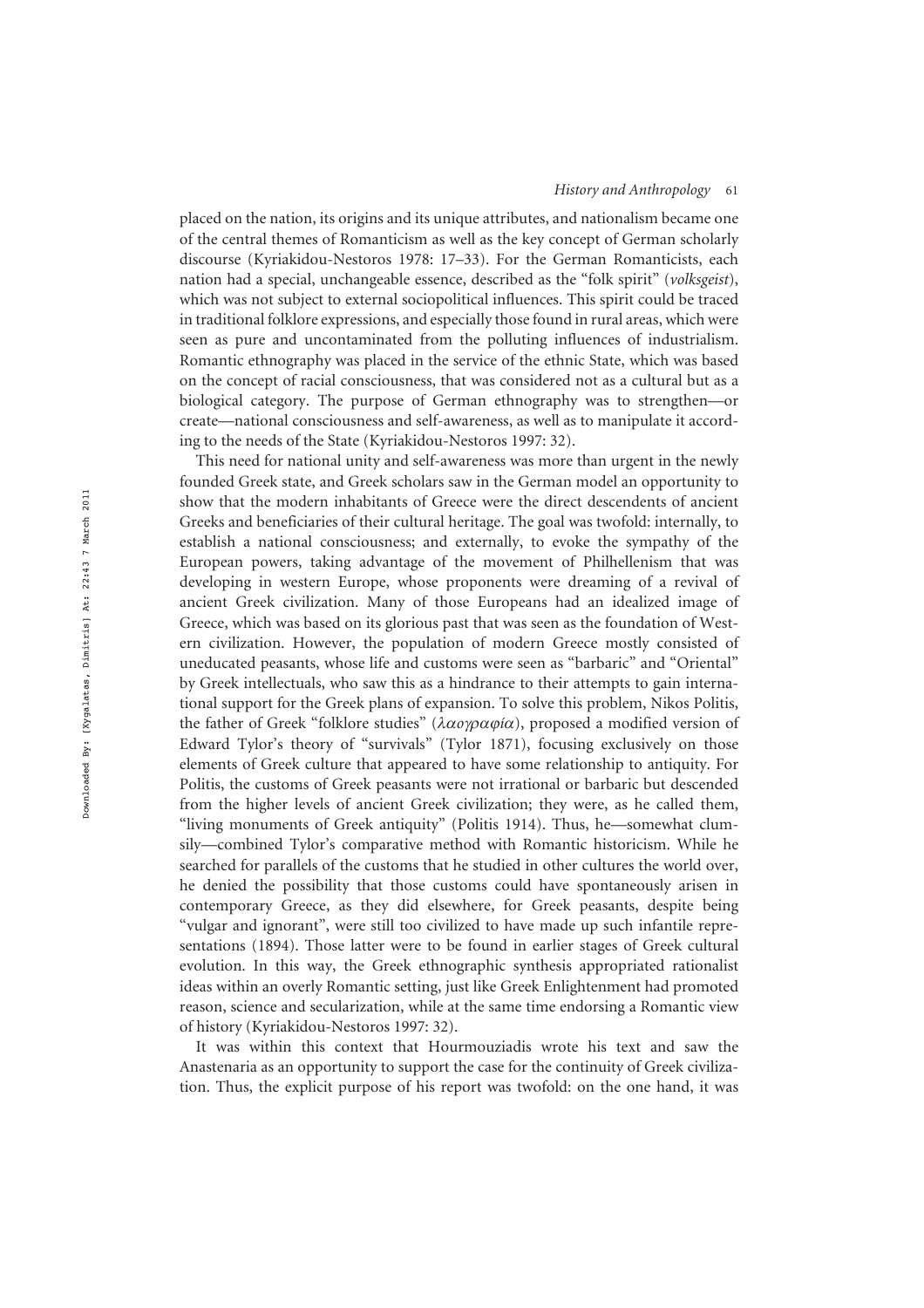placed on the nation, its origins and its unique attributes, and nationalism became one of the central themes of Romanticism as well as the key concept of German scholarly discourse (Kyriakidou-Nestoros 1978: 17–33). For the German Romanticists, each nation had a special, unchangeable essence, described as the "folk spirit" (*volksgeist*), which was not subject to external sociopolitical influences. This spirit could be traced in traditional folklore expressions, and especially those found in rural areas, which were seen as pure and uncontaminated from the polluting influences of industrialism. Romantic ethnography was placed in the service of the ethnic State, which was based on the concept of racial consciousness, that was considered not as a cultural but as a biological category. The purpose of German ethnography was to strengthen—or create—national consciousness and self-awareness, as well as to manipulate it according to the needs of the State (Kyriakidou-Nestoros 1997: 32).

This need for national unity and self-awareness was more than urgent in the newly founded Greek state, and Greek scholars saw in the German model an opportunity to show that the modern inhabitants of Greece were the direct descendents of ancient Greeks and beneficiaries of their cultural heritage. The goal was twofold: internally, to establish a national consciousness; and externally, to evoke the sympathy of the European powers, taking advantage of the movement of Philhellenism that was developing in western Europe, whose proponents were dreaming of a revival of ancient Greek civilization. Many of those Europeans had an idealized image of Greece, which was based on its glorious past that was seen as the foundation of Western civilization. However, the population of modern Greece mostly consisted of uneducated peasants, whose life and customs were seen as "barbaric" and "Oriental" by Greek intellectuals, who saw this as a hindrance to their attempts to gain international support for the Greek plans of expansion. To solve this problem, Nikos Politis, the father of Greek "folklore studies" (*λαογραφία*), proposed a modified version of Edward Tylor's theory of "survivals" (Tylor 1871), focusing exclusively on those elements of Greek culture that appeared to have some relationship to antiquity. For Politis, the customs of Greek peasants were not irrational or barbaric but descended from the higher levels of ancient Greek civilization; they were, as he called them, "living monuments of Greek antiquity" (Politis 1914). Thus, he—somewhat clumsily—combined Tylor's comparative method with Romantic historicism. While he searched for parallels of the customs that he studied in other cultures the world over, he denied the possibility that those customs could have spontaneously arisen in contemporary Greece, as they did elsewhere, for Greek peasants, despite being "vulgar and ignorant", were still too civilized to have made up such infantile representations (1894). Those latter were to be found in earlier stages of Greek cultural evolution. In this way, the Greek ethnographic synthesis appropriated rationalist ideas within an overly Romantic setting, just like Greek Enlightenment had promoted reason, science and secularization, while at the same time endorsing a Romantic view of history (Kyriakidou-Nestoros 1997: 32).

It was within this context that Hourmouziadis wrote his text and saw the Anastenaria as an opportunity to support the case for the continuity of Greek civilization. Thus, the explicit purpose of his report was twofold: on the one hand, it was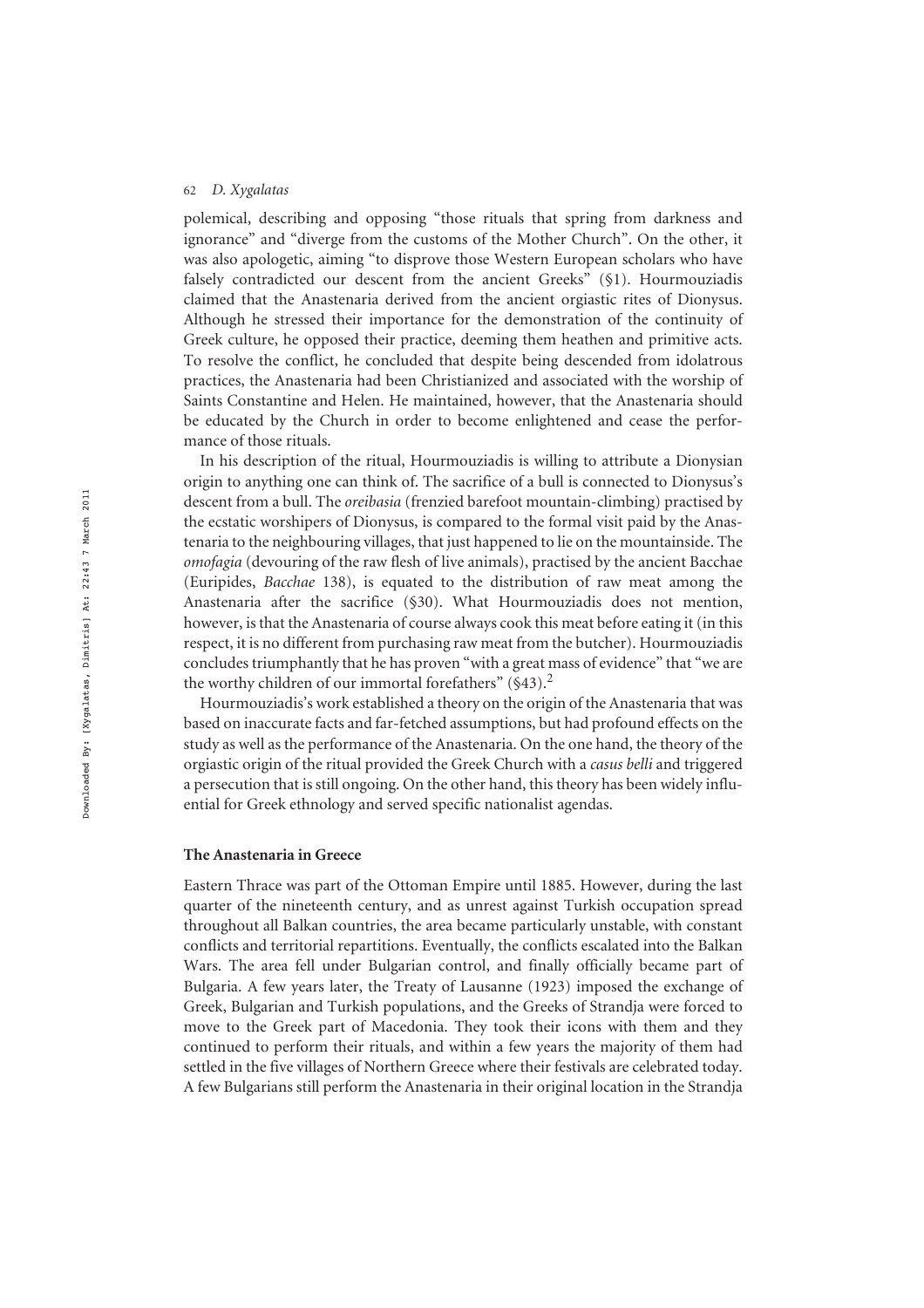polemical, describing and opposing "those rituals that spring from darkness and ignorance" and "diverge from the customs of the Mother Church". On the other, it was also apologetic, aiming "to disprove those Western European scholars who have falsely contradicted our descent from the ancient Greeks" (§1). Hourmouziadis claimed that the Anastenaria derived from the ancient orgiastic rites of Dionysus. Although he stressed their importance for the demonstration of the continuity of Greek culture, he opposed their practice, deeming them heathen and primitive acts. To resolve the conflict, he concluded that despite being descended from idolatrous practices, the Anastenaria had been Christianized and associated with the worship of Saints Constantine and Helen. He maintained, however, that the Anastenaria should be educated by the Church in order to become enlightened and cease the performance of those rituals.

In his description of the ritual, Hourmouziadis is willing to attribute a Dionysian origin to anything one can think of. The sacrifice of a bull is connected to Dionysus's descent from a bull. The *oreibasia* (frenzied barefoot mountain-climbing) practised by the ecstatic worshipers of Dionysus, is compared to the formal visit paid by the Anastenaria to the neighbouring villages, that just happened to lie on the mountainside. The *omofagia* (devouring of the raw flesh of live animals), practised by the ancient Bacchae (Euripides, *Bacchae* 138), is equated to the distribution of raw meat among the Anastenaria after the sacrifice (§30). What Hourmouziadis does not mention, however, is that the Anastenaria of course always cook this meat before eating it (in this respect, it is no different from purchasing raw meat from the butcher). Hourmouziadis concludes triumphantly that he has proven "with a great mass of evidence" that "we are the worthy children of our immortal forefathers" (§43).[2]

Hourmouziadis's work established a theory on the origin of the Anastenaria that was based on inaccurate facts and far-fetched assumptions, but had profound effects on the study as well as the performance of the Anastenaria. On the one hand, the theory of the orgiastic origin of the ritual provided the Greek Church with a *casus belli* and triggered a persecution that is still ongoing. On the other hand, this theory has been widely influential for Greek ethnology and served specific nationalist agendas.

**The Anastenaria in Greece**

Eastern Thrace was part of the Ottoman Empire until 1885. However, during the last quarter of the nineteenth century, and as unrest against Turkish occupation spread throughout all Balkan countries, the area became particularly unstable, with constant conflicts and territorial repartitions. Eventually, the conflicts escalated into the Balkan Wars. The area fell under Bulgarian control, and finally officially became part of Bulgaria. A few years later, the Treaty of Lausanne (1923) imposed the exchange of Greek, Bulgarian and Turkish populations, and the Greeks of Strandja were forced to move to the Greek part of Macedonia. They took their icons with them and they continued to perform their rituals, and within a few years the majority of them had settled in the five villages of Northern Greece where their festivals are celebrated today. A few Bulgarians still perform the Anastenaria in their original location in the Strandja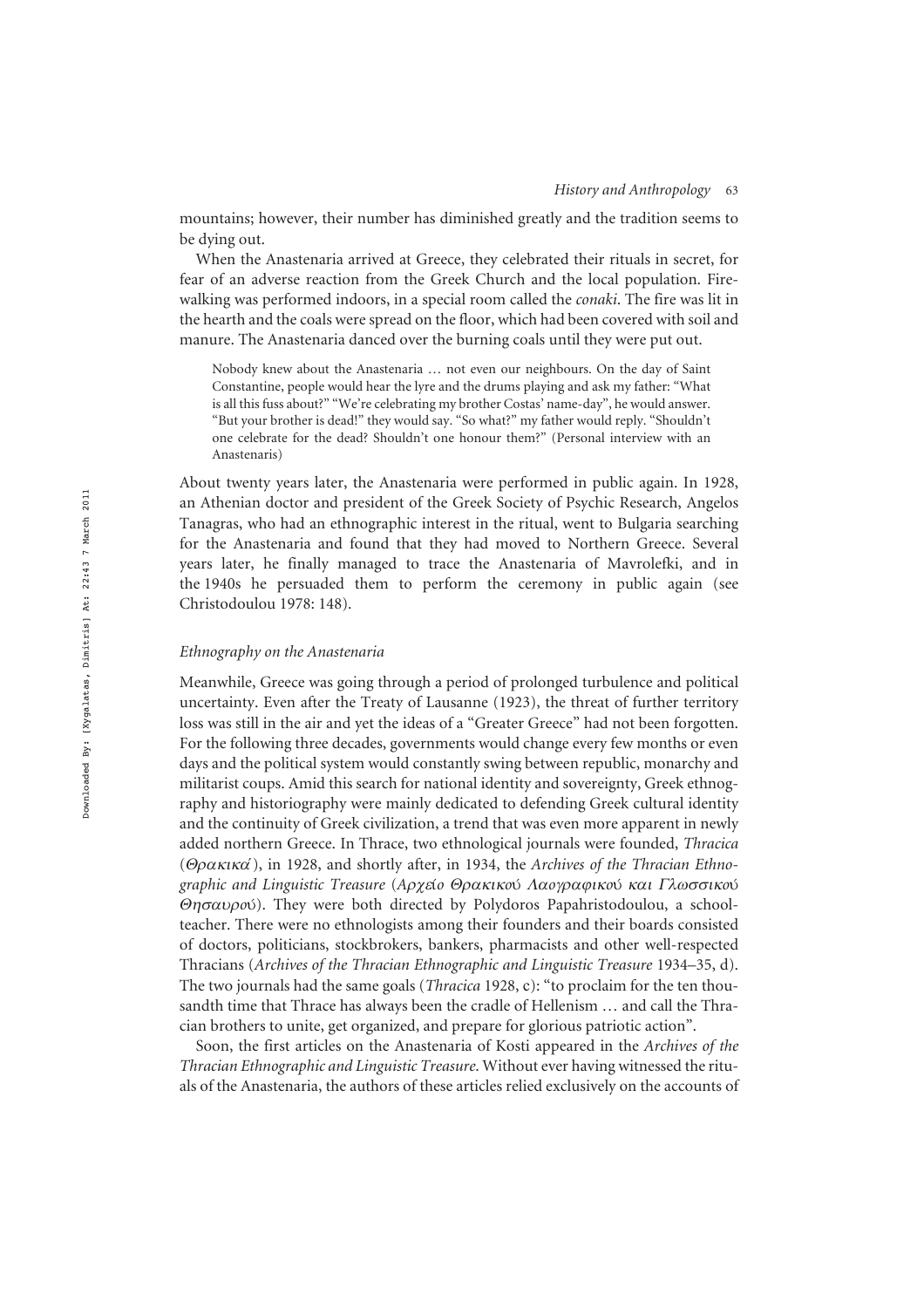mountains; however, their number has diminished greatly and the tradition seems to be dying out.

When the Anastenaria arrived at Greece, they celebrated their rituals in secret, for fear of an adverse reaction from the Greek Church and the local population. Firewalking was performed indoors, in a special room called the *conaki*. The fire was lit in the hearth and the coals were spread on the floor, which had been covered with soil and manure. The Anastenaria danced over the burning coals until they were put out.

> Nobody knew about the Anastenaria … not even our neighbours. On the day of Saint Constantine, people would hear the lyre and the drums playing and ask my father: "What is all this fuss about?" "We're celebrating my brother Costas' name-day", he would answer. "But your brother is dead!" they would say. "So what?" my father would reply. "Shouldn't one celebrate for the dead? Shouldn't one honour them?" (Personal interview with an Anastenaris)

About twenty years later, the Anastenaria were performed in public again. In 1928, an Athenian doctor and president of the Greek Society of Psychic Research, Angelos Tanagras, who had an ethnographic interest in the ritual, went to Bulgaria searching for the Anastenaria and found that they had moved to Northern Greece. Several years later, he finally managed to trace the Anastenaria of Mavrolefki, and in the 1940s he persuaded them to perform the ceremony in public again (see Christodoulou 1978: 148).

## *Ethnography on the Anastenaria*

Meanwhile, Greece was going through a period of prolonged turbulence and political uncertainty. Even after the Treaty of Lausanne (1923), the threat of further territory loss was still in the air and yet the ideas of a "Greater Greece" had not been forgotten. For the following three decades, governments would change every few months or even days and the political system would constantly swing between republic, monarchy and militarist coups. Amid this search for national identity and sovereignty, Greek ethnography and historiography were mainly dedicated to defending Greek cultural identity and the continuity of Greek civilization, a trend that was even more apparent in newly added northern Greece. In Thrace, two ethnological journals were founded, *Thracica* (*Θρακικά*), in 1928, and shortly after, in 1934, the *Archives of the Thracian Ethnographic and Linguistic Treasure* (*Αρχείο Θρακικού Λαογραφικού και Γλωσσικού Θησαυρού*). They were both directed by Polydoros Papahristodoulou, a schoolteacher. There were no ethnologists among their founders and their boards consisted of doctors, politicians, stockbrokers, bankers, pharmacists and other well-respected Thracians (*Archives of the Thracian Ethnographic and Linguistic Treasure* 1934–35, d). The two journals had the same goals (*Thracica* 1928, c): "to proclaim for the ten thousandth time that Thrace has always been the cradle of Hellenism … and call the Thracian brothers to unite, get organized, and prepare for glorious patriotic action".

Soon, the first articles on the Anastenaria of Kosti appeared in the *Archives of the Thracian Ethnographic and Linguistic Treasure*. Without ever having witnessed the rituals of the Anastenaria, the authors of these articles relied exclusively on the accounts of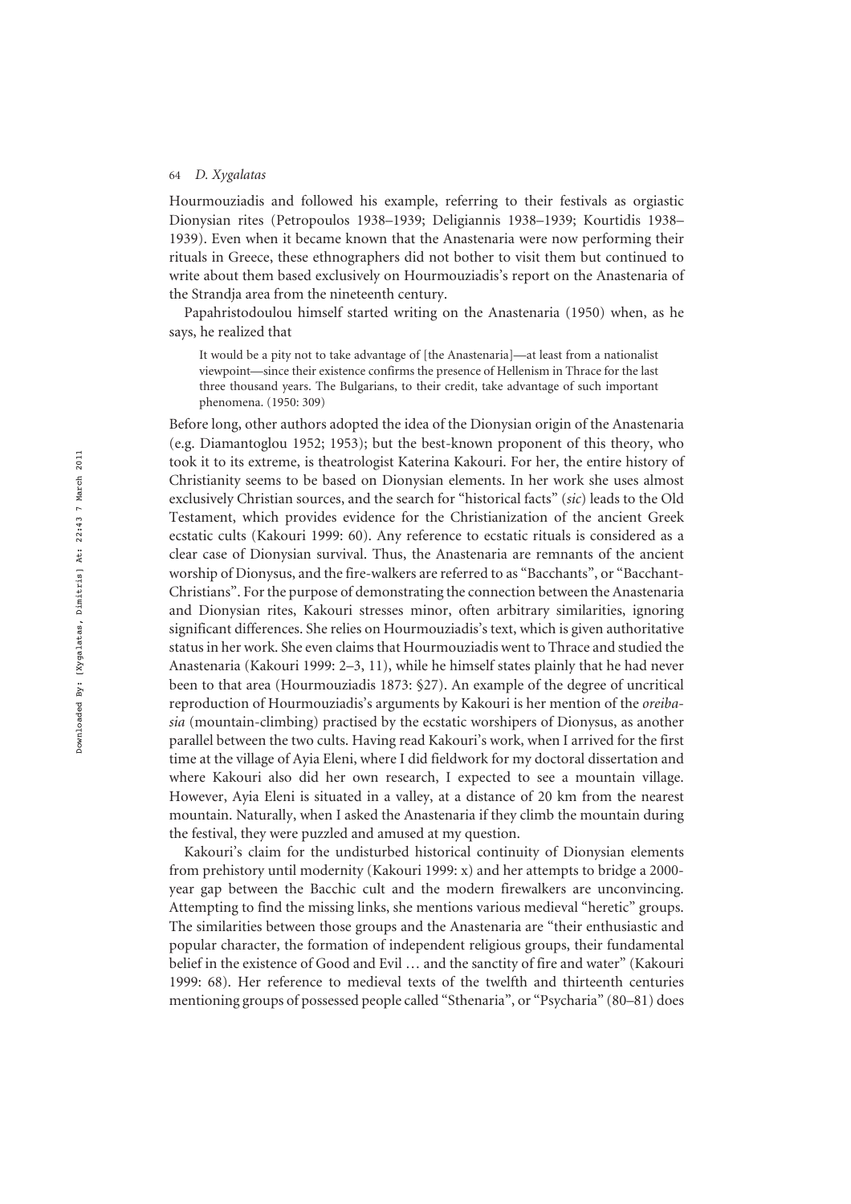Hourmouziadis and followed his example, referring to their festivals as orgiastic Dionysian rites (Petropoulos 1938–1939; Deligiannis 1938–1939; Kourtidis 1938–1939). Even when it became known that the Anastenaria were now performing their rituals in Greece, these ethnographers did not bother to visit them but continued to write about them based exclusively on Hourmouziadis's report on the Anastenaria of the Strandja area from the nineteenth century.

Papahristodoulou himself started writing on the Anastenaria (1950) when, as he says, he realized that

> It would be a pity not to take advantage of [the Anastenaria]—at least from a nationalist viewpoint—since their existence confirms the presence of Hellenism in Thrace for the last three thousand years. The Bulgarians, to their credit, take advantage of such important phenomena. (1950: 309)

Before long, other authors adopted the idea of the Dionysian origin of the Anastenaria (e.g. Diamantoglou 1952; 1953); but the best-known proponent of this theory, who took it to its extreme, is theatrologist Katerina Kakouri. For her, the entire history of Christianity seems to be based on Dionysian elements. In her work she uses almost exclusively Christian sources, and the search for "historical facts" (*sic*) leads to the Old Testament, which provides evidence for the Christianization of the ancient Greek ecstatic cults (Kakouri 1999: 60). Any reference to ecstatic rituals is considered as a clear case of Dionysian survival. Thus, the Anastenaria are remnants of the ancient worship of Dionysus, and the fire-walkers are referred to as "Bacchants", or "Bacchant-Christians". For the purpose of demonstrating the connection between the Anastenaria and Dionysian rites, Kakouri stresses minor, often arbitrary similarities, ignoring significant differences. She relies on Hourmouziadis's text, which is given authoritative status in her work. She even claims that Hourmouziadis went to Thrace and studied the Anastenaria (Kakouri 1999: 2–3, 11), while he himself states plainly that he had never been to that area (Hourmouziadis 1873: §27). An example of the degree of uncritical reproduction of Hourmouziadis's arguments by Kakouri is her mention of the *oreibasia* (mountain-climbing) practised by the ecstatic worshipers of Dionysus, as another parallel between the two cults. Having read Kakouri's work, when I arrived for the first time at the village of Ayia Eleni, where I did fieldwork for my doctoral dissertation and where Kakouri also did her own research, I expected to see a mountain village. However, Ayia Eleni is situated in a valley, at a distance of 20 km from the nearest mountain. Naturally, when I asked the Anastenaria if they climb the mountain during the festival, they were puzzled and amused at my question.

Kakouri's claim for the undisturbed historical continuity of Dionysian elements from prehistory until modernity (Kakouri 1999: x) and her attempts to bridge a 2000-year gap between the Bacchic cult and the modern firewalkers are unconvincing. Attempting to find the missing links, she mentions various medieval "heretic" groups. The similarities between those groups and the Anastenaria are "their enthusiastic and popular character, the formation of independent religious groups, their fundamental belief in the existence of Good and Evil … and the sanctity of fire and water" (Kakouri 1999: 68). Her reference to medieval texts of the twelfth and thirteenth centuries mentioning groups of possessed people called "Sthenaria", or "Psycharia" (80–81) does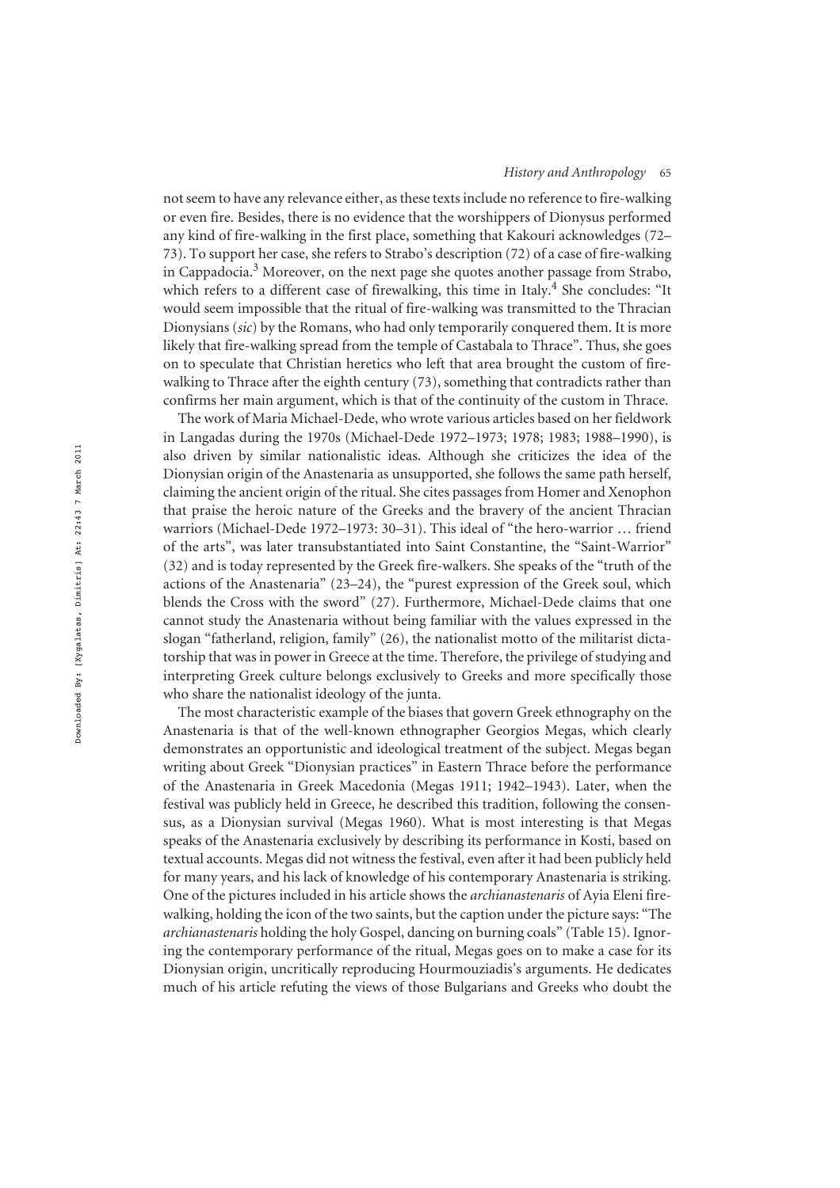not seem to have any relevance either, as these texts include no reference to fire-walking or even fire. Besides, there is no evidence that the worshippers of Dionysus performed any kind of fire-walking in the first place, something that Kakouri acknowledges (72–73). To support her case, she refers to Strabo's description (72) of a case of fire-walking in Cappadocia.[3] Moreover, on the next page she quotes another passage from Strabo, which refers to a different case of firewalking, this time in Italy.[4] She concludes: "It would seem impossible that the ritual of fire-walking was transmitted to the Thracian Dionysians (*sic*) by the Romans, who had only temporarily conquered them. It is more likely that fire-walking spread from the temple of Castabala to Thrace". Thus, she goes on to speculate that Christian heretics who left that area brought the custom of fire-walking to Thrace after the eighth century (73), something that contradicts rather than confirms her main argument, which is that of the continuity of the custom in Thrace.

The work of Maria Michael-Dede, who wrote various articles based on her fieldwork in Langadas during the 1970s (Michael-Dede 1972–1973; 1978; 1983; 1988–1990), is also driven by similar nationalistic ideas. Although she criticizes the idea of the Dionysian origin of the Anastenaria as unsupported, she follows the same path herself, claiming the ancient origin of the ritual. She cites passages from Homer and Xenophon that praise the heroic nature of the Greeks and the bravery of the ancient Thracian warriors (Michael-Dede 1972–1973: 30–31). This ideal of "the hero-warrior … friend of the arts", was later transubstantiated into Saint Constantine, the "Saint-Warrior" (32) and is today represented by the Greek fire-walkers. She speaks of the "truth of the actions of the Anastenaria" (23–24), the "purest expression of the Greek soul, which blends the Cross with the sword" (27). Furthermore, Michael-Dede claims that one cannot study the Anastenaria without being familiar with the values expressed in the slogan "fatherland, religion, family" (26), the nationalist motto of the militarist dictatorship that was in power in Greece at the time. Therefore, the privilege of studying and interpreting Greek culture belongs exclusively to Greeks and more specifically those who share the nationalist ideology of the junta.

The most characteristic example of the biases that govern Greek ethnography on the Anastenaria is that of the well-known ethnographer Georgios Megas, which clearly demonstrates an opportunistic and ideological treatment of the subject. Megas began writing about Greek "Dionysian practices" in Eastern Thrace before the performance of the Anastenaria in Greek Macedonia (Megas 1911; 1942–1943). Later, when the festival was publicly held in Greece, he described this tradition, following the consensus, as a Dionysian survival (Megas 1960). What is most interesting is that Megas speaks of the Anastenaria exclusively by describing its performance in Kosti, based on textual accounts. Megas did not witness the festival, even after it had been publicly held for many years, and his lack of knowledge of his contemporary Anastenaria is striking. One of the pictures included in his article shows the *archianastenaris* of Ayia Eleni fire-walking, holding the icon of the two saints, but the caption under the picture says: "The *archianastenaris* holding the holy Gospel, dancing on burning coals" (Table 15). Ignoring the contemporary performance of the ritual, Megas goes on to make a case for its Dionysian origin, uncritically reproducing Hourmouziadis's arguments. He dedicates much of his article refuting the views of those Bulgarians and Greeks who doubt the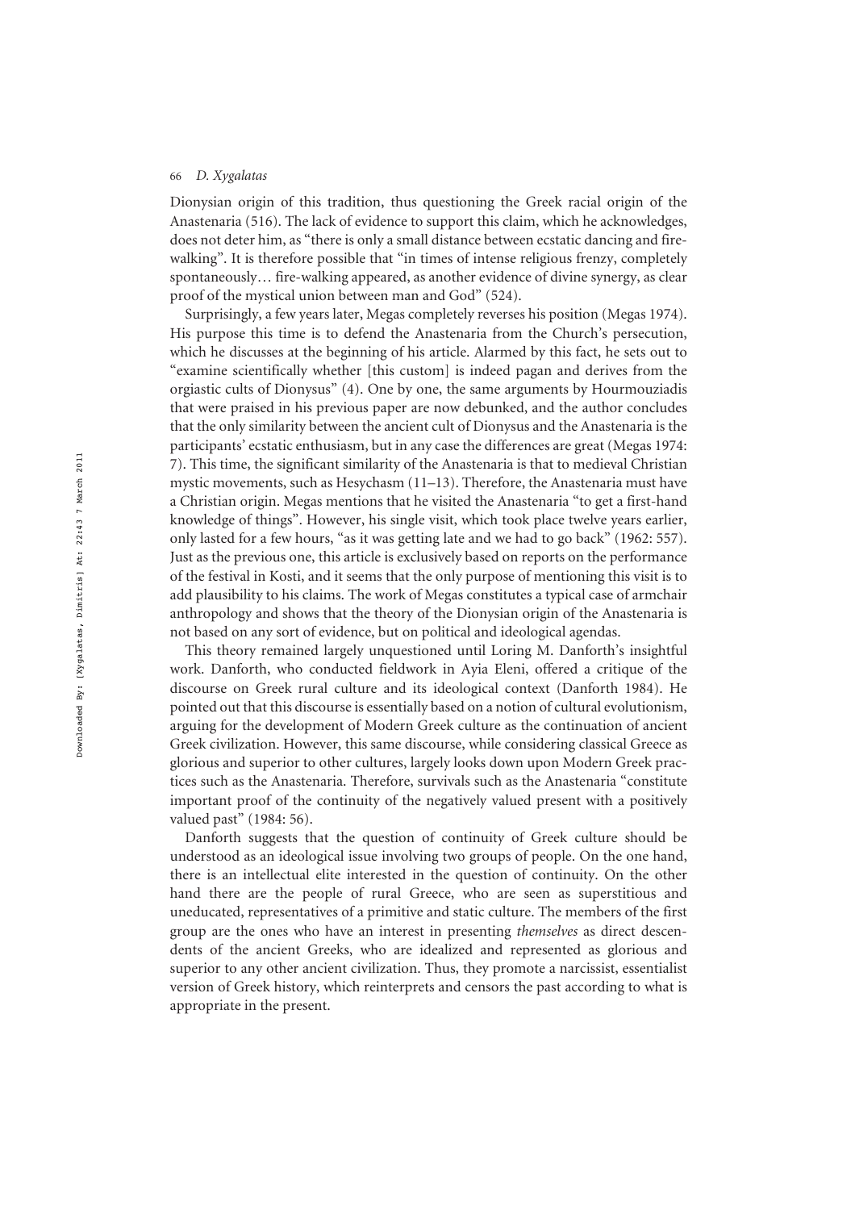Dionysian origin of this tradition, thus questioning the Greek racial origin of the Anastenaria (516). The lack of evidence to support this claim, which he acknowledges, does not deter him, as "there is only a small distance between ecstatic dancing and fire-walking". It is therefore possible that "in times of intense religious frenzy, completely spontaneously… fire-walking appeared, as another evidence of divine synergy, as clear proof of the mystical union between man and God" (524).

Surprisingly, a few years later, Megas completely reverses his position (Megas 1974). His purpose this time is to defend the Anastenaria from the Church's persecution, which he discusses at the beginning of his article. Alarmed by this fact, he sets out to "examine scientifically whether [this custom] is indeed pagan and derives from the orgiastic cults of Dionysus" (4). One by one, the same arguments by Hourmouziadis that were praised in his previous paper are now debunked, and the author concludes that the only similarity between the ancient cult of Dionysus and the Anastenaria is the participants' ecstatic enthusiasm, but in any case the differences are great (Megas 1974: 7). This time, the significant similarity of the Anastenaria is that to medieval Christian mystic movements, such as Hesychasm (11–13). Therefore, the Anastenaria must have a Christian origin. Megas mentions that he visited the Anastenaria "to get a first-hand knowledge of things". However, his single visit, which took place twelve years earlier, only lasted for a few hours, "as it was getting late and we had to go back" (1962: 557). Just as the previous one, this article is exclusively based on reports on the performance of the festival in Kosti, and it seems that the only purpose of mentioning this visit is to add plausibility to his claims. The work of Megas constitutes a typical case of armchair anthropology and shows that the theory of the Dionysian origin of the Anastenaria is not based on any sort of evidence, but on political and ideological agendas.

This theory remained largely unquestioned until Loring M. Danforth's insightful work. Danforth, who conducted fieldwork in Ayia Eleni, offered a critique of the discourse on Greek rural culture and its ideological context (Danforth 1984). He pointed out that this discourse is essentially based on a notion of cultural evolutionism, arguing for the development of Modern Greek culture as the continuation of ancient Greek civilization. However, this same discourse, while considering classical Greece as glorious and superior to other cultures, largely looks down upon Modern Greek practices such as the Anastenaria. Therefore, survivals such as the Anastenaria "constitute important proof of the continuity of the negatively valued present with a positively valued past" (1984: 56).

Danforth suggests that the question of continuity of Greek culture should be understood as an ideological issue involving two groups of people. On the one hand, there is an intellectual elite interested in the question of continuity. On the other hand there are the people of rural Greece, who are seen as superstitious and uneducated, representatives of a primitive and static culture. The members of the first group are the ones who have an interest in presenting *themselves* as direct descendents of the ancient Greeks, who are idealized and represented as glorious and superior to any other ancient civilization. Thus, they promote a narcissist, essentialist version of Greek history, which reinterprets and censors the past according to what is appropriate in the present.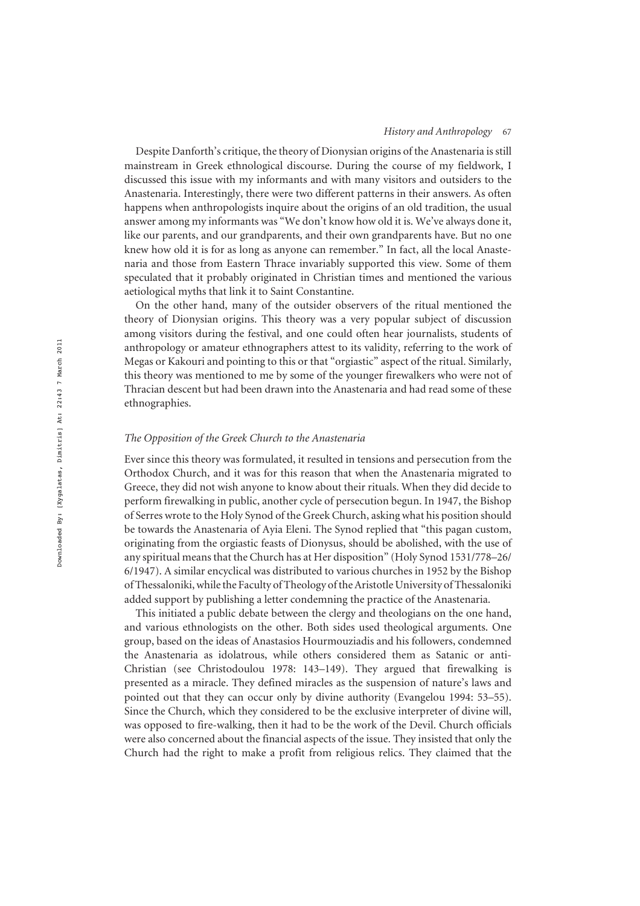Despite Danforth's critique, the theory of Dionysian origins of the Anastenaria is still mainstream in Greek ethnological discourse. During the course of my fieldwork, I discussed this issue with my informants and with many visitors and outsiders to the Anastenaria. Interestingly, there were two different patterns in their answers. As often happens when anthropologists inquire about the origins of an old tradition, the usual answer among my informants was "We don't know how old it is. We've always done it, like our parents, and our grandparents, and their own grandparents have. But no one knew how old it is for as long as anyone can remember." In fact, all the local Anastenaria and those from Eastern Thrace invariably supported this view. Some of them speculated that it probably originated in Christian times and mentioned the various aetiological myths that link it to Saint Constantine.

On the other hand, many of the outsider observers of the ritual mentioned the theory of Dionysian origins. This theory was a very popular subject of discussion among visitors during the festival, and one could often hear journalists, students of anthropology or amateur ethnographers attest to its validity, referring to the work of Megas or Kakouri and pointing to this or that "orgiastic" aspect of the ritual. Similarly, this theory was mentioned to me by some of the younger firewalkers who were not of Thracian descent but had been drawn into the Anastenaria and had read some of these ethnographies.

### *The Opposition of the Greek Church to the Anastenaria*

Ever since this theory was formulated, it resulted in tensions and persecution from the Orthodox Church, and it was for this reason that when the Anastenaria migrated to Greece, they did not wish anyone to know about their rituals. When they did decide to perform firewalking in public, another cycle of persecution begun. In 1947, the Bishop of Serres wrote to the Holy Synod of the Greek Church, asking what his position should be towards the Anastenaria of Ayia Eleni. The Synod replied that "this pagan custom, originating from the orgiastic feasts of Dionysus, should be abolished, with the use of any spiritual means that the Church has at Her disposition" (Holy Synod 1531/778–26/6/1947). A similar encyclical was distributed to various churches in 1952 by the Bishop of Thessaloniki, while the Faculty of Theology of the Aristotle University of Thessaloniki added support by publishing a letter condemning the practice of the Anastenaria.

This initiated a public debate between the clergy and theologians on the one hand, and various ethnologists on the other. Both sides used theological arguments. One group, based on the ideas of Anastasios Hourmouziadis and his followers, condemned the Anastenaria as idolatrous, while others considered them as Satanic or anti-Christian (see Christodoulou 1978: 143–149). They argued that firewalking is presented as a miracle. They defined miracles as the suspension of nature's laws and pointed out that they can occur only by divine authority (Evangelou 1994: 53–55). Since the Church, which they considered to be the exclusive interpreter of divine will, was opposed to fire-walking, then it had to be the work of the Devil. Church officials were also concerned about the financial aspects of the issue. They insisted that only the Church had the right to make a profit from religious relics. They claimed that the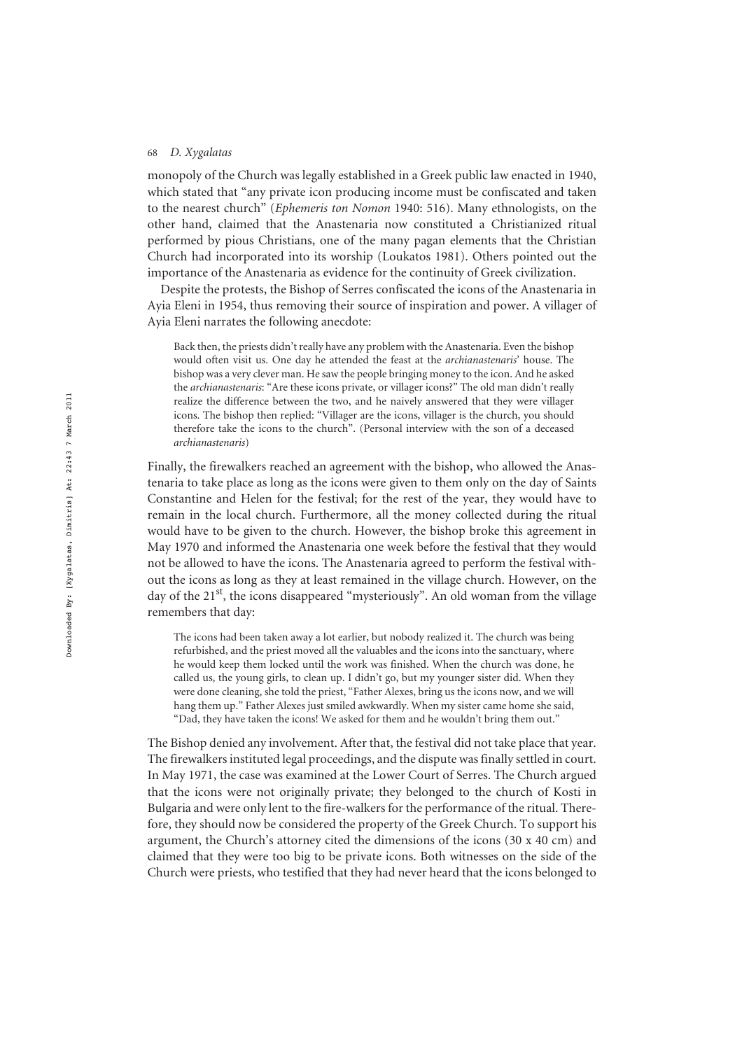monopoly of the Church was legally established in a Greek public law enacted in 1940, which stated that "any private icon producing income must be confiscated and taken to the nearest church" (*Ephemeris ton Nomon* 1940: 516). Many ethnologists, on the other hand, claimed that the Anastenaria now constituted a Christianized ritual performed by pious Christians, one of the many pagan elements that the Christian Church had incorporated into its worship (Loukatos 1981). Others pointed out the importance of the Anastenaria as evidence for the continuity of Greek civilization.

Despite the protests, the Bishop of Serres confiscated the icons of the Anastenaria in Ayia Eleni in 1954, thus removing their source of inspiration and power. A villager of Ayia Eleni narrates the following anecdote:

> Back then, the priests didn't really have any problem with the Anastenaria. Even the bishop would often visit us. One day he attended the feast at the *archianastenaris*' house. The bishop was a very clever man. He saw the people bringing money to the icon. And he asked the *archianastenaris*: "Are these icons private, or villager icons?" The old man didn't really realize the difference between the two, and he naively answered that they were villager icons. The bishop then replied: "Villager are the icons, villager is the church, you should therefore take the icons to the church". (Personal interview with the son of a deceased *archianastenaris*)

Finally, the firewalkers reached an agreement with the bishop, who allowed the Anastenaria to take place as long as the icons were given to them only on the day of Saints Constantine and Helen for the festival; for the rest of the year, they would have to remain in the local church. Furthermore, all the money collected during the ritual would have to be given to the church. However, the bishop broke this agreement in May 1970 and informed the Anastenaria one week before the festival that they would not be allowed to have the icons. The Anastenaria agreed to perform the festival without the icons as long as they at least remained in the village church. However, on the day of the 21st, the icons disappeared "mysteriously". An old woman from the village remembers that day:

> The icons had been taken away a lot earlier, but nobody realized it. The church was being refurbished, and the priest moved all the valuables and the icons into the sanctuary, where he would keep them locked until the work was finished. When the church was done, he called us, the young girls, to clean up. I didn't go, but my younger sister did. When they were done cleaning, she told the priest, "Father Alexes, bring us the icons now, and we will hang them up." Father Alexes just smiled awkwardly. When my sister came home she said, "Dad, they have taken the icons! We asked for them and he wouldn't bring them out."

The Bishop denied any involvement. After that, the festival did not take place that year. The firewalkers instituted legal proceedings, and the dispute was finally settled in court. In May 1971, the case was examined at the Lower Court of Serres. The Church argued that the icons were not originally private; they belonged to the church of Kosti in Bulgaria and were only lent to the fire-walkers for the performance of the ritual. Therefore, they should now be considered the property of the Greek Church. To support his argument, the Church's attorney cited the dimensions of the icons (30 x 40 cm) and claimed that they were too big to be private icons. Both witnesses on the side of the Church were priests, who testified that they had never heard that the icons belonged to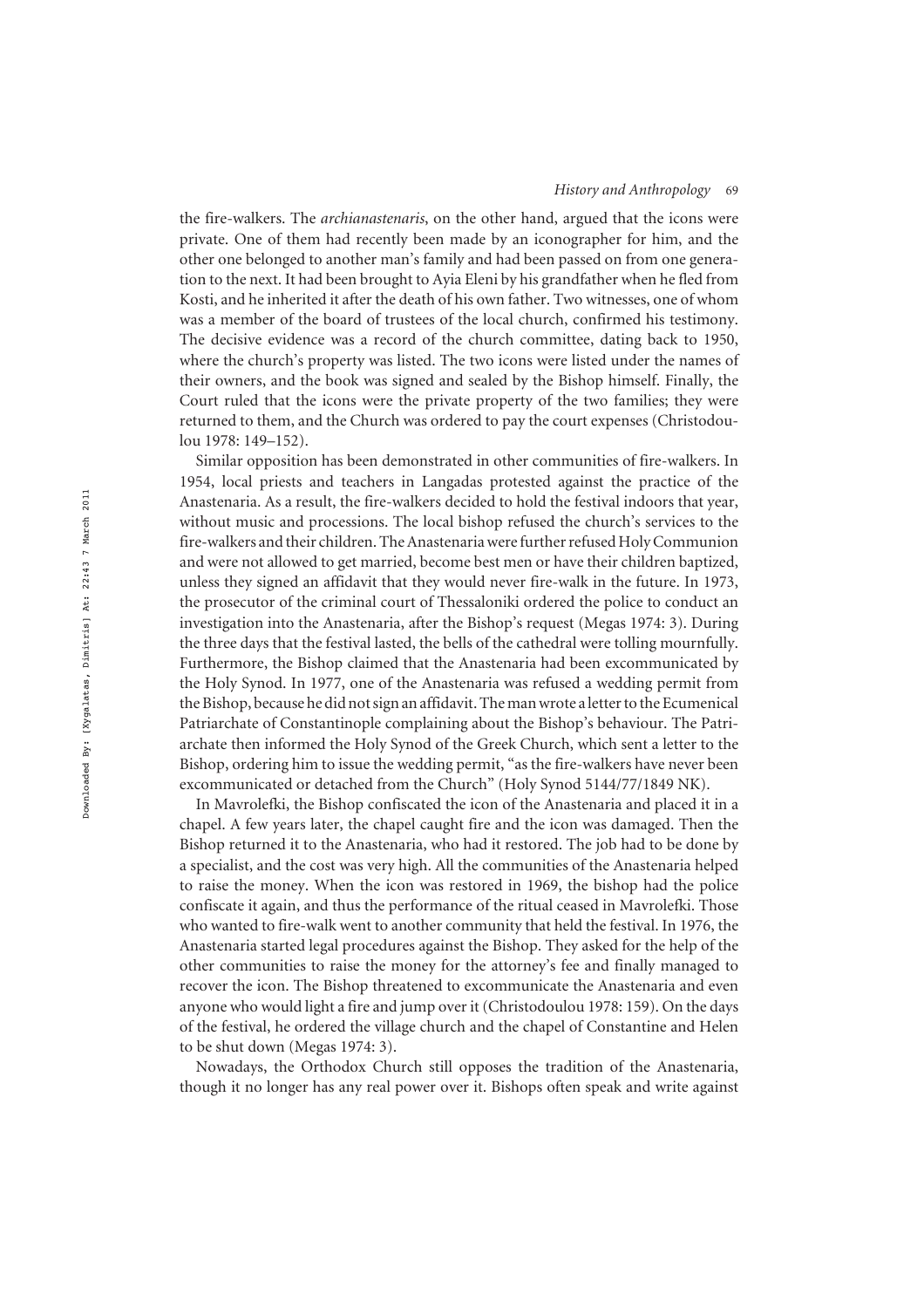the fire-walkers. The *archianastenaris*, on the other hand, argued that the icons were private. One of them had recently been made by an iconographer for him, and the other one belonged to another man's family and had been passed on from one generation to the next. It had been brought to Ayia Eleni by his grandfather when he fled from Kosti, and he inherited it after the death of his own father. Two witnesses, one of whom was a member of the board of trustees of the local church, confirmed his testimony. The decisive evidence was a record of the church committee, dating back to 1950, where the church's property was listed. The two icons were listed under the names of their owners, and the book was signed and sealed by the Bishop himself. Finally, the Court ruled that the icons were the private property of the two families; they were returned to them, and the Church was ordered to pay the court expenses (Christodoulou 1978: 149–152).

Similar opposition has been demonstrated in other communities of fire-walkers. In 1954, local priests and teachers in Langadas protested against the practice of the Anastenaria. As a result, the fire-walkers decided to hold the festival indoors that year, without music and processions. The local bishop refused the church's services to the fire-walkers and their children. The Anastenaria were further refused Holy Communion and were not allowed to get married, become best men or have their children baptized, unless they signed an affidavit that they would never fire-walk in the future. In 1973, the prosecutor of the criminal court of Thessaloniki ordered the police to conduct an investigation into the Anastenaria, after the Bishop's request (Megas 1974: 3). During the three days that the festival lasted, the bells of the cathedral were tolling mournfully. Furthermore, the Bishop claimed that the Anastenaria had been excommunicated by the Holy Synod. In 1977, one of the Anastenaria was refused a wedding permit from the Bishop, because he did not sign an affidavit. The man wrote a letter to the Ecumenical Patriarchate of Constantinople complaining about the Bishop's behaviour. The Patriarchate then informed the Holy Synod of the Greek Church, which sent a letter to the Bishop, ordering him to issue the wedding permit, "as the fire-walkers have never been excommunicated or detached from the Church" (Holy Synod 5144/77/1849 NK).

In Mavrolefki, the Bishop confiscated the icon of the Anastenaria and placed it in a chapel. A few years later, the chapel caught fire and the icon was damaged. Then the Bishop returned it to the Anastenaria, who had it restored. The job had to be done by a specialist, and the cost was very high. All the communities of the Anastenaria helped to raise the money. When the icon was restored in 1969, the bishop had the police confiscate it again, and thus the performance of the ritual ceased in Mavrolefki. Those who wanted to fire-walk went to another community that held the festival. In 1976, the Anastenaria started legal procedures against the Bishop. They asked for the help of the other communities to raise the money for the attorney's fee and finally managed to recover the icon. The Bishop threatened to excommunicate the Anastenaria and even anyone who would light a fire and jump over it (Christodoulou 1978: 159). On the days of the festival, he ordered the village church and the chapel of Constantine and Helen to be shut down (Megas 1974: 3).

Nowadays, the Orthodox Church still opposes the tradition of the Anastenaria, though it no longer has any real power over it. Bishops often speak and write against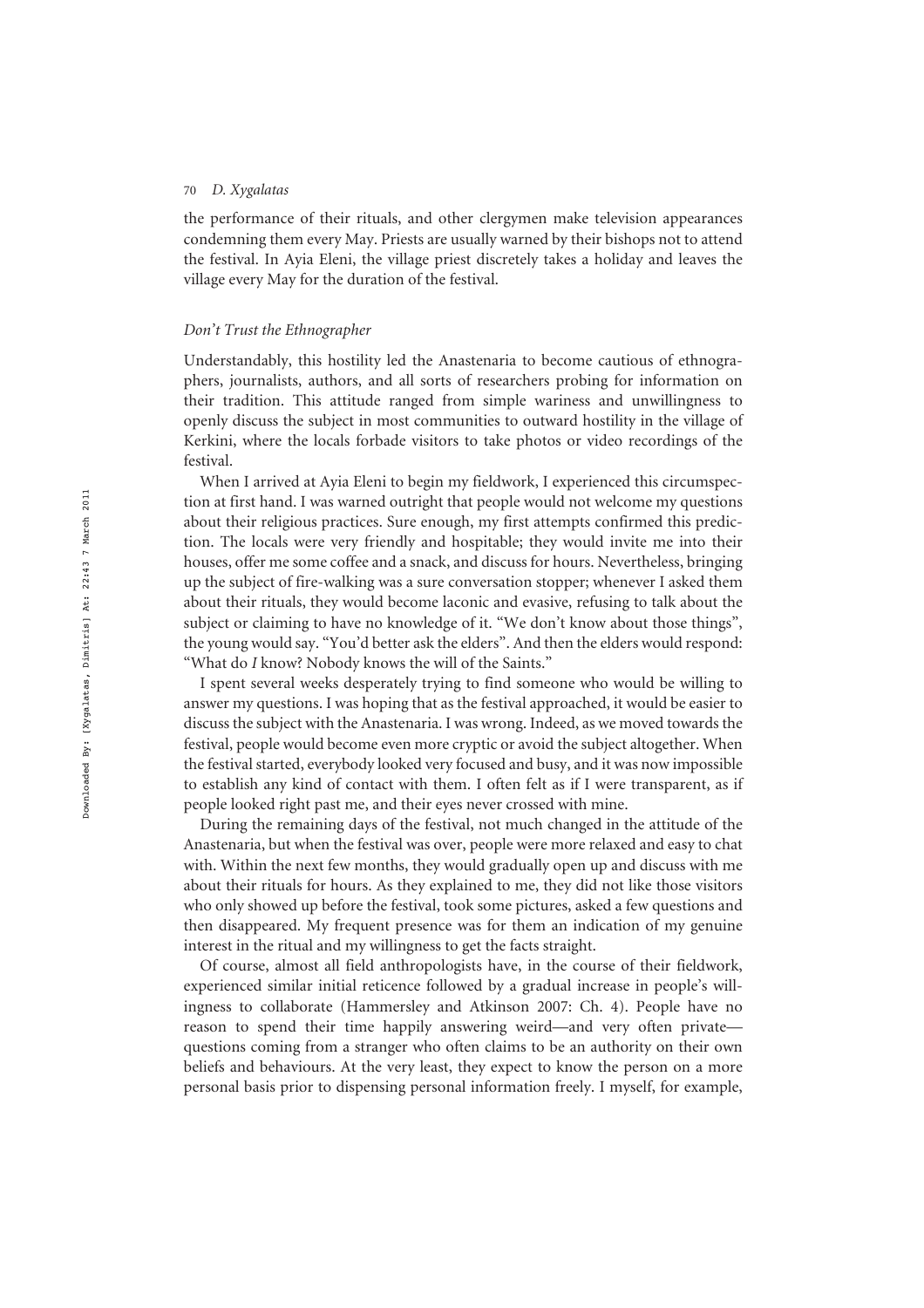the performance of their rituals, and other clergymen make television appearances condemning them every May. Priests are usually warned by their bishops not to attend the festival. In Ayia Eleni, the village priest discretely takes a holiday and leaves the village every May for the duration of the festival.

### *Don't Trust the Ethnographer*

Understandably, this hostility led the Anastenaria to become cautious of ethnographers, journalists, authors, and all sorts of researchers probing for information on their tradition. This attitude ranged from simple wariness and unwillingness to openly discuss the subject in most communities to outward hostility in the village of Kerkini, where the locals forbade visitors to take photos or video recordings of the festival.

When I arrived at Ayia Eleni to begin my fieldwork, I experienced this circumspection at first hand. I was warned outright that people would not welcome my questions about their religious practices. Sure enough, my first attempts confirmed this prediction. The locals were very friendly and hospitable; they would invite me into their houses, offer me some coffee and a snack, and discuss for hours. Nevertheless, bringing up the subject of fire-walking was a sure conversation stopper; whenever I asked them about their rituals, they would become laconic and evasive, refusing to talk about the subject or claiming to have no knowledge of it. "We don't know about those things", the young would say. "You'd better ask the elders". And then the elders would respond: "What do *I* know? Nobody knows the will of the Saints."

I spent several weeks desperately trying to find someone who would be willing to answer my questions. I was hoping that as the festival approached, it would be easier to discuss the subject with the Anastenaria. I was wrong. Indeed, as we moved towards the festival, people would become even more cryptic or avoid the subject altogether. When the festival started, everybody looked very focused and busy, and it was now impossible to establish any kind of contact with them. I often felt as if I were transparent, as if people looked right past me, and their eyes never crossed with mine.

During the remaining days of the festival, not much changed in the attitude of the Anastenaria, but when the festival was over, people were more relaxed and easy to chat with. Within the next few months, they would gradually open up and discuss with me about their rituals for hours. As they explained to me, they did not like those visitors who only showed up before the festival, took some pictures, asked a few questions and then disappeared. My frequent presence was for them an indication of my genuine interest in the ritual and my willingness to get the facts straight.

Of course, almost all field anthropologists have, in the course of their fieldwork, experienced similar initial reticence followed by a gradual increase in people's willingness to collaborate (Hammersley and Atkinson 2007: Ch. 4). People have no reason to spend their time happily answering weird—and very often private—questions coming from a stranger who often claims to be an authority on their own beliefs and behaviours. At the very least, they expect to know the person on a more personal basis prior to dispensing personal information freely. I myself, for example,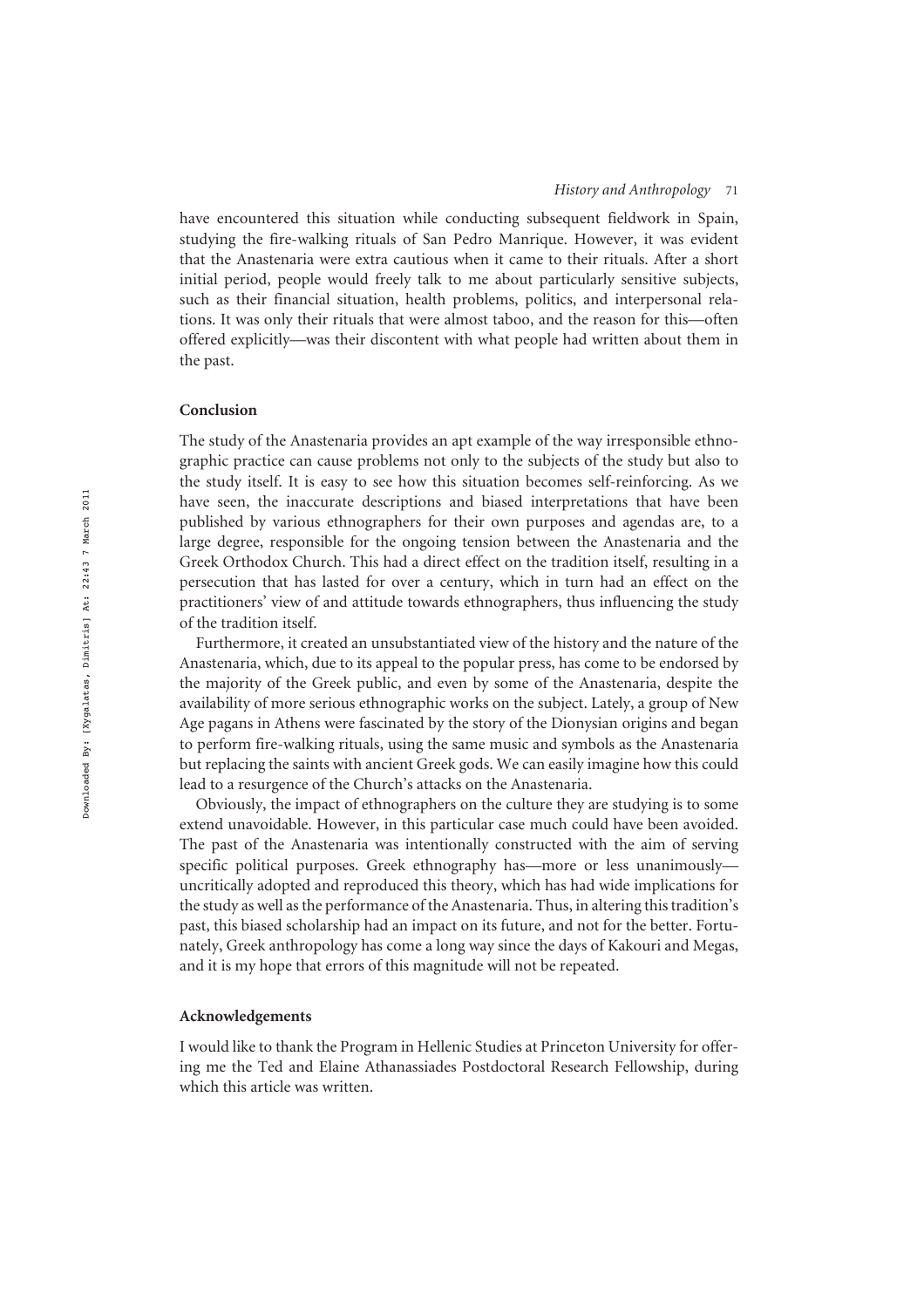have encountered this situation while conducting subsequent fieldwork in Spain, studying the fire-walking rituals of San Pedro Manrique. However, it was evident that the Anastenaria were extra cautious when it came to their rituals. After a short initial period, people would freely talk to me about particularly sensitive subjects, such as their financial situation, health problems, politics, and interpersonal relations. It was only their rituals that were almost taboo, and the reason for this—often offered explicitly—was their discontent with what people had written about them in the past.

## Conclusion

The study of the Anastenaria provides an apt example of the way irresponsible ethnographic practice can cause problems not only to the subjects of the study but also to the study itself. It is easy to see how this situation becomes self-reinforcing. As we have seen, the inaccurate descriptions and biased interpretations that have been published by various ethnographers for their own purposes and agendas are, to a large degree, responsible for the ongoing tension between the Anastenaria and the Greek Orthodox Church. This had a direct effect on the tradition itself, resulting in a persecution that has lasted for over a century, which in turn had an effect on the practitioners' view of and attitude towards ethnographers, thus influencing the study of the tradition itself.

Furthermore, it created an unsubstantiated view of the history and the nature of the Anastenaria, which, due to its appeal to the popular press, has come to be endorsed by the majority of the Greek public, and even by some of the Anastenaria, despite the availability of more serious ethnographic works on the subject. Lately, a group of New Age pagans in Athens were fascinated by the story of the Dionysian origins and began to perform fire-walking rituals, using the same music and symbols as the Anastenaria but replacing the saints with ancient Greek gods. We can easily imagine how this could lead to a resurgence of the Church's attacks on the Anastenaria.

Obviously, the impact of ethnographers on the culture they are studying is to some extend unavoidable. However, in this particular case much could have been avoided. The past of the Anastenaria was intentionally constructed with the aim of serving specific political purposes. Greek ethnography has—more or less unanimously—uncritically adopted and reproduced this theory, which has had wide implications for the study as well as the performance of the Anastenaria. Thus, in altering this tradition's past, this biased scholarship had an impact on its future, and not for the better. Fortunately, Greek anthropology has come a long way since the days of Kakouri and Megas, and it is my hope that errors of this magnitude will not be repeated.

## Acknowledgements

I would like to thank the Program in Hellenic Studies at Princeton University for offering me the Ted and Elaine Athanassiades Postdoctoral Research Fellowship, during which this article was written.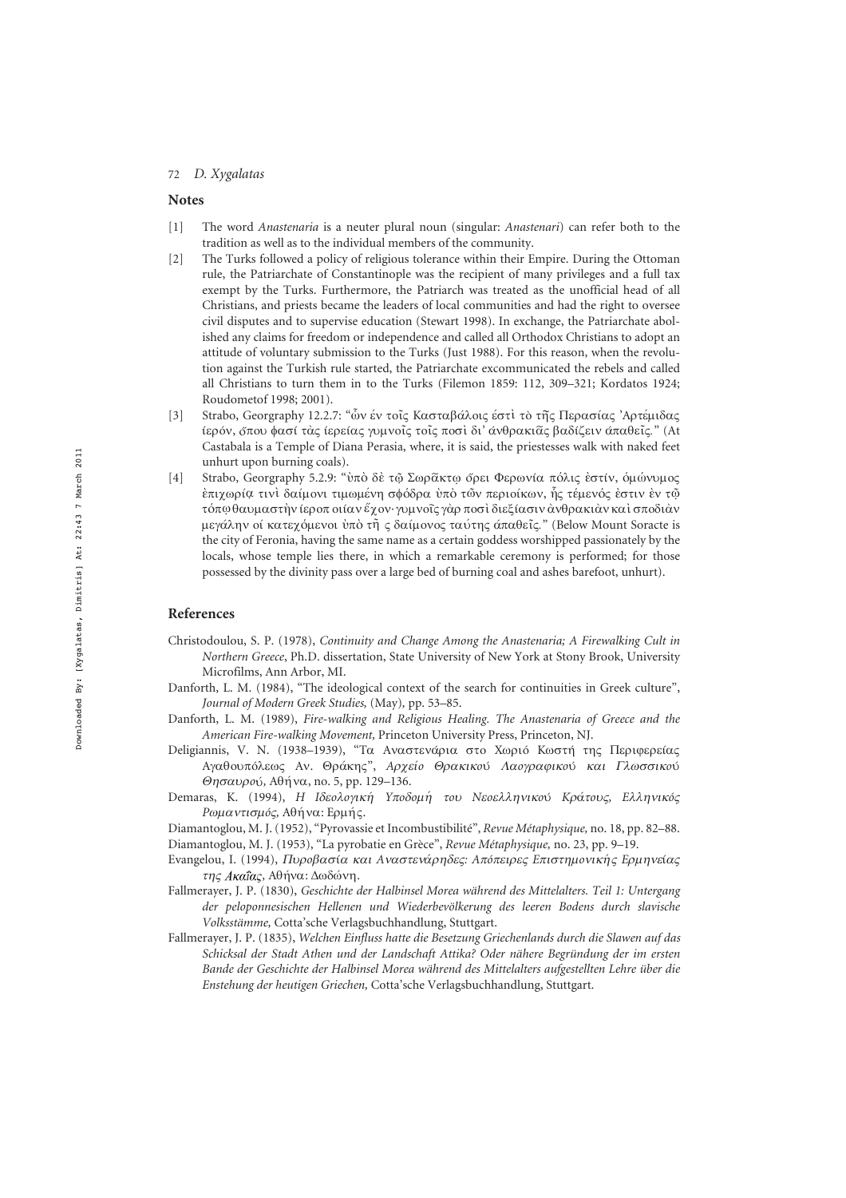## Notes

[1] The word *Anastenaria* is a neuter plural noun (singular: *Anastenari*) can refer both to the tradition as well as to the individual members of the community.

[2] The Turks followed a policy of religious tolerance within their Empire. During the Ottoman rule, the Patriarchate of Constantinople was the recipient of many privileges and a full tax exempt by the Turks. Furthermore, the Patriarch was treated as the unofficial head of all Christians, and priests became the leaders of local communities and had the right to oversee civil disputes and to supervise education (Stewart 1998). In exchange, the Patriarchate abolished any claims for freedom or independence and called all Orthodox Christians to adopt an attitude of voluntary submission to the Turks (Just 1988). For this reason, when the revolution against the Turkish rule started, the Patriarchate excommunicated the rebels and called all Christians to turn them in to the Turks (Filemon 1859: 112, 309–321; Kordatos 1924; Roudometof 1998; 2001).

[3] Strabo, Georgraphy 12.2.7: "ὧν ἐν τοῖς Καστα­βάλοις ἐστὶ τὸ τῆς Περασίας 'Αρτέμιδας ἱερόν, ὅπου φασὶ τὰς ἱερείας γυμνοῖς τοῖς ποσὶ δι' ἀνθρακιᾶς βαδίζειν ἀπαθεῖς." (At Castabala is a Temple of Diana Perasia, where, it is said, the priestesses walk with naked feet unhurt upon burning coals).

[4] Strabo, Georgraphy 5.2.9: "ὑπὸ δὲ τῷ Σωρᾶκτῳ ὄρει Φερωνία πόλις ἐστίν, ὁμώνυμος ἐπιχωρίᾳ τινὶ δαίμονι τιμωμένη σφόδρα ὑπὸ τῶν περιοίκων, ἧς τέμενός ἐστιν ἐν τῷ τόπῳ θαυμαστὴν ἱεροποιίαν ἔχον· γυμνοῖς γὰρ ποσὶ διεξίασιν ἀνθρακιὰν καὶ σποδιὰν μεγάλην οἱ κατεχόμενοι ὑπὸ τῆ ς δαίμονος ταύτης ἀπαθεῖς." (Below Mount Soracte is the city of Feronia, having the same name as a certain goddess worshipped passionately by the locals, whose temple lies there, in which a remarkable ceremony is performed; for those possessed by the divinity pass over a large bed of burning coal and ashes barefoot, unhurt).

## References

Christodoulou, S. P. (1978), *Continuity and Change Among the Anastenaria; A Firewalking Cult in Northern Greece*, Ph.D. dissertation, State University of New York at Stony Brook, University Microfilms, Ann Arbor, MI.

Danforth, L. M. (1984), "The ideological context of the search for continuities in Greek culture", *Journal of Modern Greek Studies,* (May), pp. 53–85.

Danforth, L. M. (1989), *Fire-walking and Religious Healing. The Anastenaria of Greece and the American Fire-walking Movement,* Princeton University Press, Princeton, NJ.

Deligiannis, V. N. (1938–1939), "Τα Αναστενάρια στο Χωριό Κωστή της Περιφερείας Αγαθουπόλεως Αν. Θράκης", *Αρχείο Θρακικού Λαογραφικού και Γλωσσικού Θησαυρού,* Αθήνα, no. 5, pp. 129–136.

Demaras, K. (1994), *Η Ιδεολογική Υποδομή του Νεοελληνικού Κράτους, Ελληνικός Ρωμαντισμός,* Αθήνα: Ερμής.

Diamantoglou, M. J. (1952), "Pyrovassie et Incombustibilité", *Revue Métaphysique,* no. 18, pp. 82–88.

Diamantoglou, M. J. (1953), "La pyrobatie en Grèce", *Revue Métaphysique,* no. 23, pp. 9–19.

Evangelou, I. (1994), *Πυροβασία και Αναστενάρηδες: Απόπειρες Επιστημονικής Ερμηνείας της Ακαΐας,* Αθήνα: Δωδώνη.

Fallmerayer, J. P. (1830), *Geschichte der Halbinsel Morea während des Mittelalters. Teil 1: Untergang der peloponnesischen Hellenen und Wiederbevölkerung des leeren Bodens durch slavische Volksstämme,* Cotta'sche Verlagsbuchhandlung, Stuttgart.

Fallmerayer, J. P. (1835), *Welchen Einfluss hatte die Besetzung Griechenlands durch die Slawen auf das Schicksal der Stadt Athen und der Landschaft Attika? Oder nähere Begründung der im ersten Bande der Geschichte der Halbinsel Morea während des Mittelalters aufgestellten Lehre über die Enstehung der heutigen Griechen,* Cotta'sche Verlagsbuchhandlung, Stuttgart.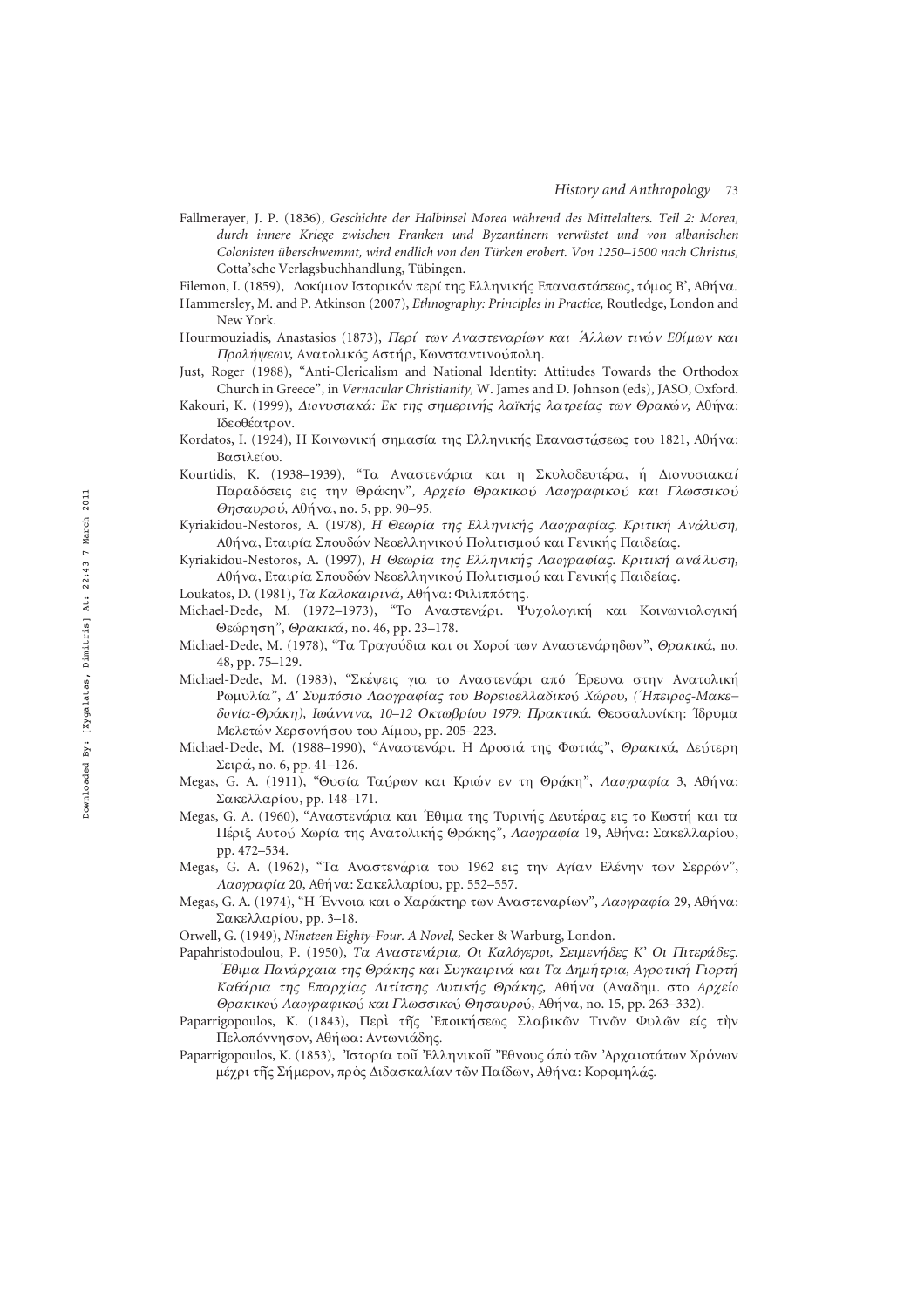Fallmerayer, J. P. (1836), *Geschichte der Halbinsel Morea während des Mittelalters. Teil 2: Morea, durch innere Kriege zwischen Franken und Byzantinern verwüstet und von albanischen Colonisten überschwemmt, wird endlich von den Türken erobert. Von 1250–1500 nach Christus,* Cotta'sche Verlagsbuchhandlung, Tübingen.

Filemon, I. (1859), Δοκίμιον Ιστορικόν περί της Ελληνικής Επαναστάσεως, τόμος Β', Αθήνα.

Hammersley, M. and P. Atkinson (2007), *Ethnography: Principles in Practice,* Routledge, London and New York.

Hourmouziadis, Anastasios (1873), *Περί των Αναστεναρίων και Άλλων τινών Εθίμων και Προλήψεων,* Ανατολικός Αστήρ, Κωνσταντινούπολη.

Just, Roger (1988), "Anti-Clericalism and National Identity: Attitudes Towards the Orthodox Church in Greece", in *Vernacular Christianity,* W. James and D. Johnson (eds), JASO, Oxford.

Kakouri, K. (1999), *Διονυσιακά: Εκ της σημερινής λαϊκής λατρείας των Θρακών,* Αθήνα: Ιδεοθέατρον.

Kordatos, I. (1924), Η Κοινωνική σημασία της Ελληνικής Επαναστάσεως του 1821, Αθήνα: Βασιλείου.

Kourtidis, K. (1938–1939), "Τα Αναστενάρια και η Σκυλοδευτέρα, ή Διονυσιακαί Παραδόσεις εις την Θράκην", *Αρχείο Θρακικού Λαογραφικού και Γλωσσικού Θησαυρού,* Αθήνα, no. 5, pp. 90–95.

Kyriakidou-Nestoros, A. (1978), *Η Θεωρία της Ελληνικής Λαογραφίας. Κριτική Ανάλυση,* Αθήνα, Εταιρία Σπουδών Νεοελληνικού Πολιτισμού και Γενικής Παιδείας.

Kyriakidou-Nestoros, A. (1997), *Η Θεωρία της Ελληνικής Λαογραφίας. Κριτική ανάλυση,* Αθήνα, Εταιρία Σπουδών Νεοελληνικού Πολιτισμού και Γενικής Παιδείας.

Loukatos, D. (1981), *Τα Καλοκαιρινά,* Αθήνα: Φιλιππότης.

Michael-Dede, M. (1972–1973), "Το Αναστενάρι. Ψυχολογική και Κοινωνιολογική Θεώρηση", *Θρακικά,* no. 46, pp. 23–178.

Michael-Dede, M. (1978), "Τα Τραγούδια και οι Χοροί των Αναστενάρηδων", *Θρακικά,* no. 48, pp. 75–129.

Michael-Dede, M. (1983), "Σκέψεις για το Αναστενάρι από Έρευνα στην Ανατολική Ρωμυλία", *Δ' Συμπόσιο Λαογραφίας του Βορειοελλαδικού Χώρου, (Ήπειρος-Μακε–δονία-Θράκη), Ιωάννινα, 10–12 Οκτωβρίου 1979: Πρακτικά.* Θεσσαλονίκη: Ίδρυμα Μελετών Χερσονήσου του Αίμου, pp. 205–223.

Michael-Dede, M. (1988–1990), "Αναστενάρι. Η Δροσιά της Φωτιάς", *Θρακικά,* Δεύτερη Σειρά, no. 6, pp. 41–126.

Megas, G. A. (1911), "Θυσία Ταύρων και Κριών εν τη Θράκη", *Λαογραφία* 3, Αθήνα: Σακελλαρίου, pp. 148–171.

Megas, G. A. (1960), "Αναστενάρια και Έθιμα της Τυρινής Δευτέρας εις το Κωστή και τα Πέριξ Αυτού Χωρία της Ανατολικής Θράκης", *Λαογραφία* 19, Αθήνα: Σακελλαρίου, pp. 472–534.

Megas, G. A. (1962), "Τα Αναστενάρια του 1962 εις την Αγίαν Ελένην των Σερρών", *Λαογραφία* 20, Αθήνα: Σακελλαρίου, pp. 552–557.

Megas, G. A. (1974), "Η Έννοια και ο Χαράκτηρ των Αναστεναρίων", *Λαογραφία* 29, Αθήνα: Σακελλαρίου, pp. 3–18.

Orwell, G. (1949), *Nineteen Eighty-Four. A Novel,* Secker & Warburg, London.

Papahristodoulou, P. (1950), *Τα Αναστενάρια, Οι Καλόγεροι, Σειμενήδες Κ' Οι Πιτεράδες. Έθιμα Πανάρχαια της Θράκης και Συγκαιρινά και Τα Δημήτρια, Αγροτική Γιορτή Καθάρια της Επαρχίας Λιτίτσης Δυτικής Θράκης,* Αθήνα (Αναδημ. στο *Αρχείο Θρακικού Λαογραφικού και Γλωσσικού Θησαυρού,* Αθήνα, no. 15, pp. 263–332).

Paparrigopoulos, K. (1843), Περὶ τῆς Ἐποικήσεως Σλαβικῶν Τινῶν Φυλῶν εἰς τὴν Πελοπόννησον, Αθήνα: Αντωνιάδης.

Paparrigopoulos, K. (1853), Ἱστορία τοῦ Ἑλληνικοῦ Ἔθνους ἀπὸ τῶν Ἀρχαιοτάτων Χρόνων μέχρι τῆς Σήμερον, πρὸς Διδασκαλίαν τῶν Παίδων, Αθήνα: Κορομηλάς.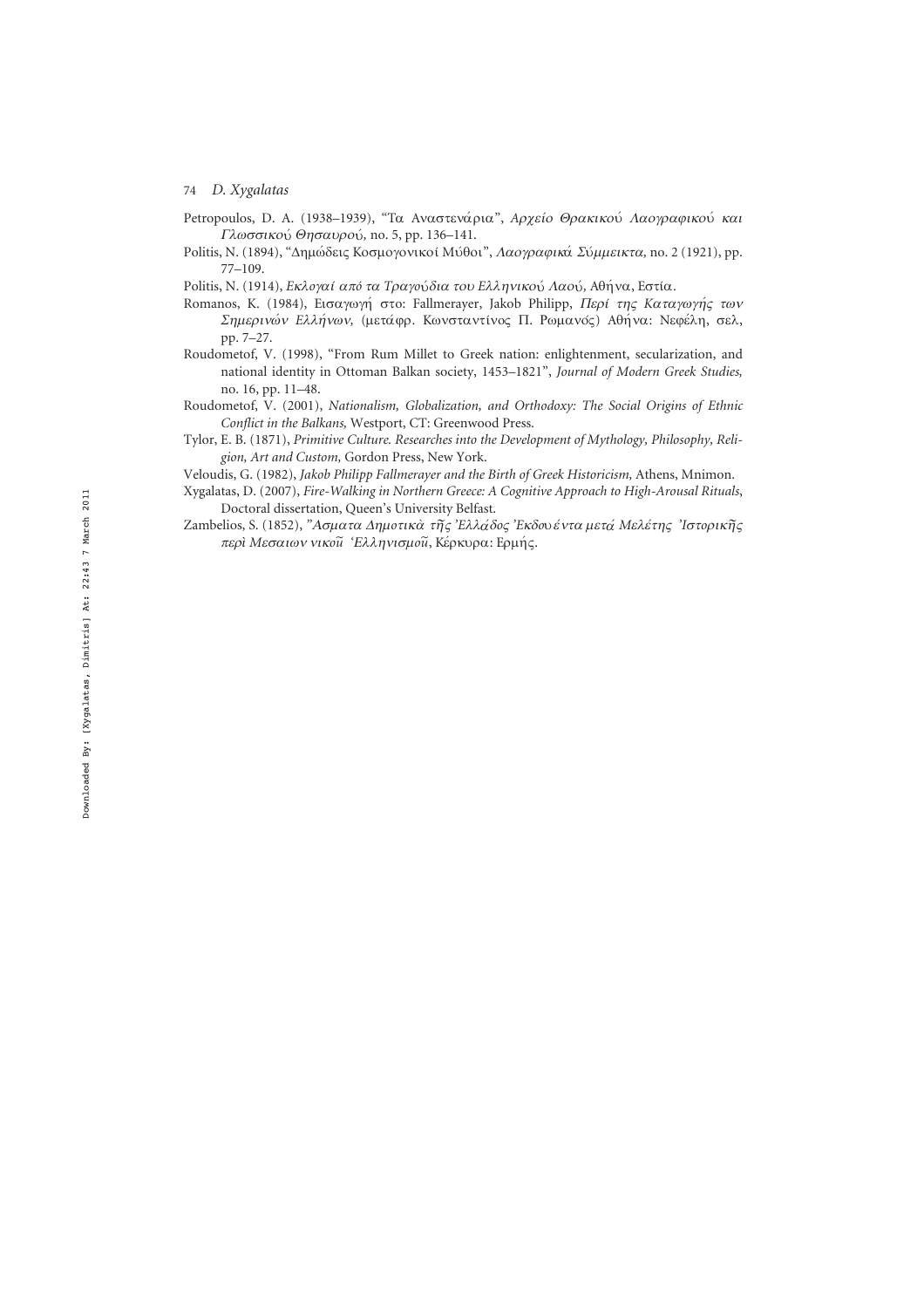Petropoulos, D. A. (1938–1939), "Τα Αναστενάρια", *Αρχείο Θρακικού Λαογραφικού και Γλωσσικού Θησαυρού,* no. 5, pp. 136–141.

Politis, N. (1894), "Δημώδεις Κοσμογονικοί Μύθοι", *Λαογραφικά Σύμμεικτα,* no. 2 (1921), pp. 77–109.

Politis, N. (1914), *Εκλογαί από τα Τραγούδια του Ελληνικού Λαού,* Αθήνα, Εστία.

Romanos, K. (1984), Εισαγωγή στο: Fallmerayer, Jakob Philipp, *Περί της Καταγωγής των Σημερινών Ελλήνων,* (μετάφρ. Κωνσταντίνος Π. Ρωμανός) Αθήνα: Νεφέλη, σελ, pp. 7–27.

Roudometof, V. (1998), "From Rum Millet to Greek nation: enlightenment, secularization, and national identity in Ottoman Balkan society, 1453–1821", *Journal of Modern Greek Studies,* no. 16, pp. 11–48.

Roudometof, V. (2001), *Nationalism, Globalization, and Orthodoxy: The Social Origins of Ethnic Conflict in the Balkans,* Westport, CT: Greenwood Press.

Tylor, E. B. (1871), *Primitive Culture. Researches into the Development of Mythology, Philosophy, Religion, Art and Custom,* Gordon Press, New York.

Veloudis, G. (1982), *Jakob Philipp Fallmerayer and the Birth of Greek Historicism,* Athens, Mnimon.

Xygalatas, D. (2007), *Fire-Walking in Northern Greece: A Cognitive Approach to High-Arousal Rituals*, Doctoral dissertation, Queen's University Belfast.

Zambelios, S. (1852), *"Ασματα Δημοτικὰ τῆς 'Ελλάδος 'Εκδουέντα μετά Μελέτης 'Ιστορικῆς περὶ Μεσαιων νικοῦ 'Ελληνισμοῦ*, Κέρκυρα: Ερμής.